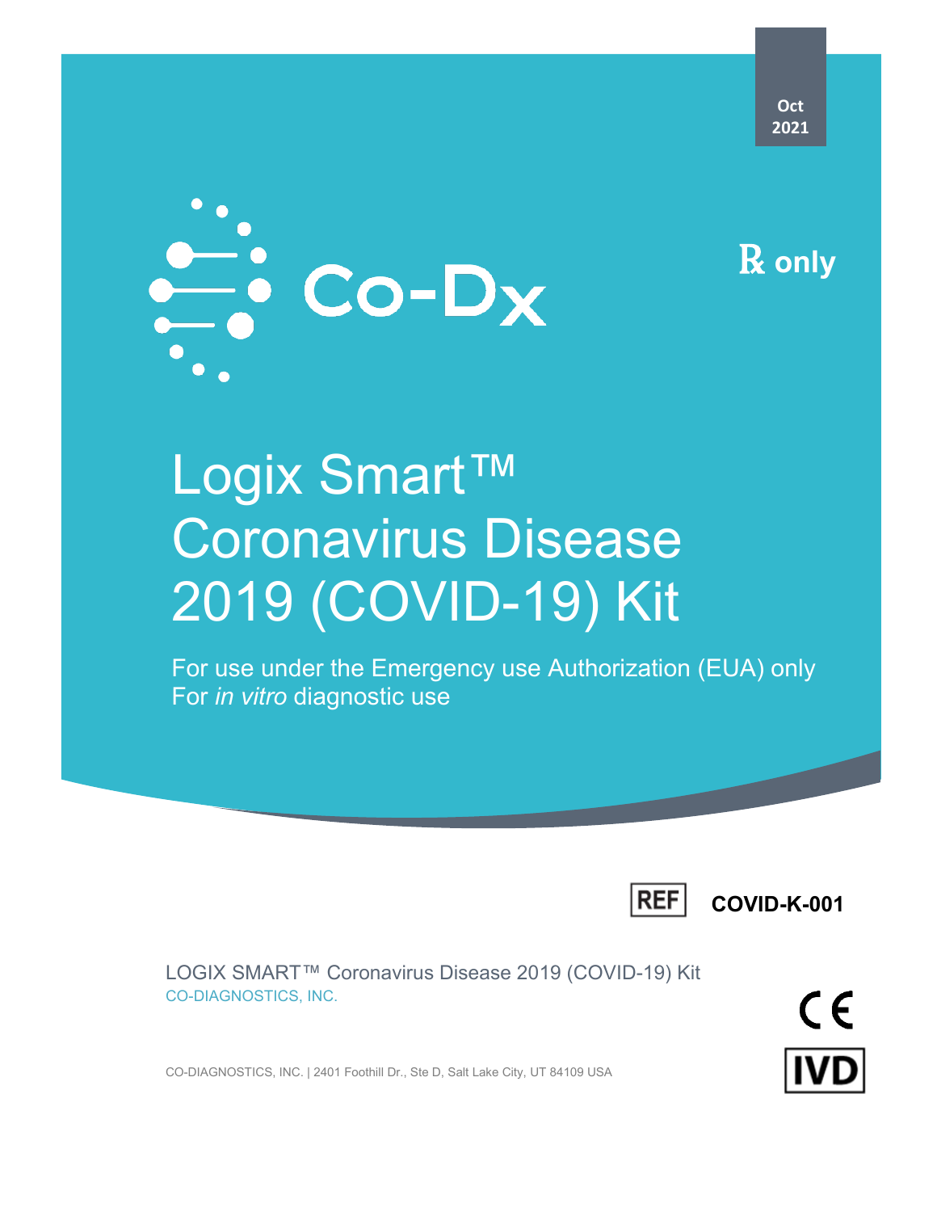Oct 2021

Co-Dx

℞ only

# Logix Smart™ Coronavirus Disease 2019 (COVID-19) Kit

For use under the Emergency use Authorization (EUA) only
For *in vitro* diagnostic use

REF **COVID-K-001**

LOGIX SMART™ Coronavirus Disease 2019 (COVID-19) Kit
CO-DIAGNOSTICS, INC.

CE

IVD

CO-DIAGNOSTICS, INC. | 2401 Foothill Dr., Ste D, Salt Lake City, UT 84109 USA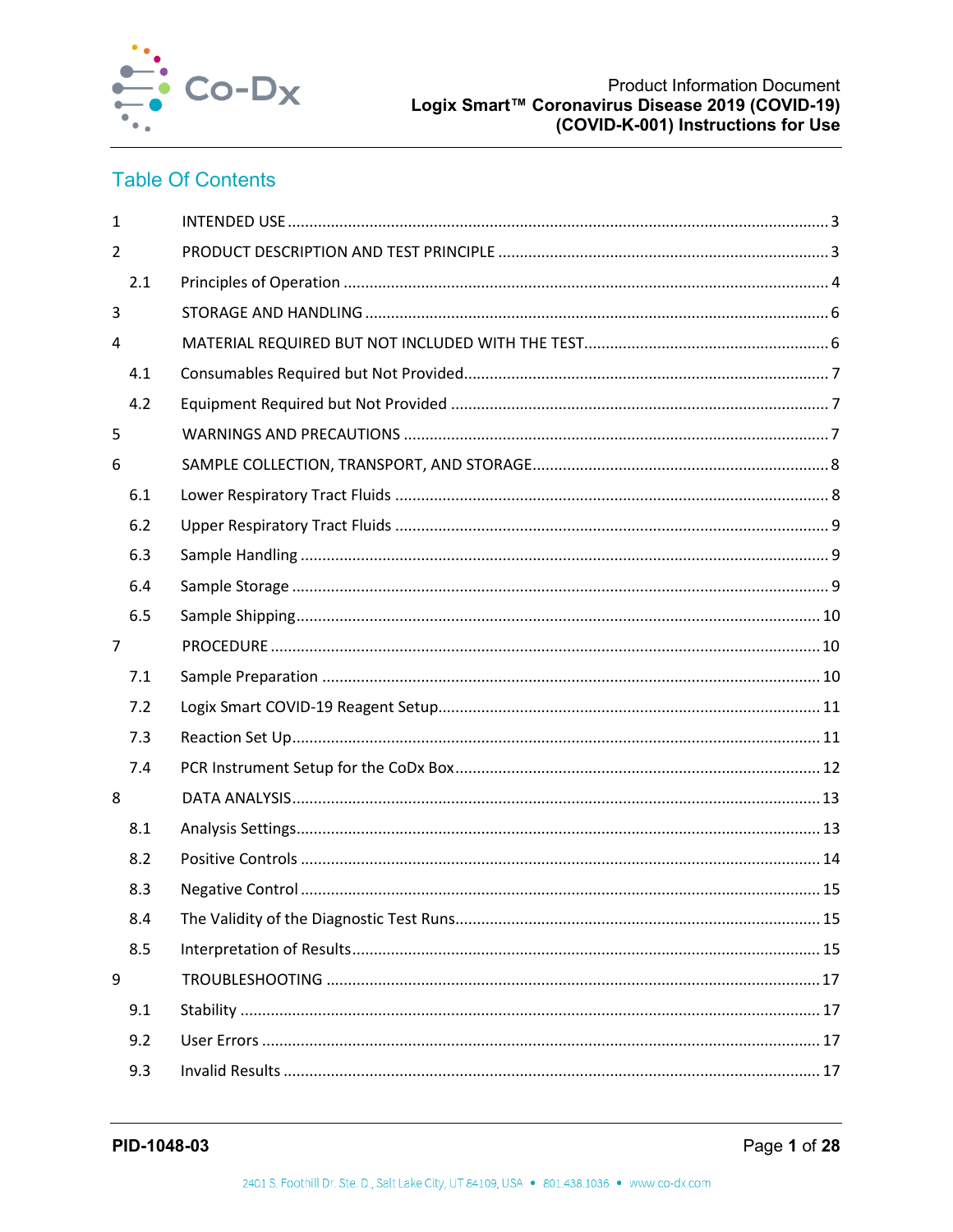## Table Of Contents

| | | |
|---|---|---|
| 1 | INTENDED USE | 3 |
| 2 | PRODUCT DESCRIPTION AND TEST PRINCIPLE | 3 |
| 2.1 | Principles of Operation | 4 |
| 3 | STORAGE AND HANDLING | 6 |
| 4 | MATERIAL REQUIRED BUT NOT INCLUDED WITH THE TEST | 6 |
| 4.1 | Consumables Required but Not Provided | 7 |
| 4.2 | Equipment Required but Not Provided | 7 |
| 5 | WARNINGS AND PRECAUTIONS | 7 |
| 6 | SAMPLE COLLECTION, TRANSPORT, AND STORAGE | 8 |
| 6.1 | Lower Respiratory Tract Fluids | 8 |
| 6.2 | Upper Respiratory Tract Fluids | 9 |
| 6.3 | Sample Handling | 9 |
| 6.4 | Sample Storage | 9 |
| 6.5 | Sample Shipping | 10 |
| 7 | PROCEDURE | 10 |
| 7.1 | Sample Preparation | 10 |
| 7.2 | Logix Smart COVID-19 Reagent Setup | 11 |
| 7.3 | Reaction Set Up | 11 |
| 7.4 | PCR Instrument Setup for the CoDx Box | 12 |
| 8 | DATA ANALYSIS | 13 |
| 8.1 | Analysis Settings | 13 |
| 8.2 | Positive Controls | 14 |
| 8.3 | Negative Control | 15 |
| 8.4 | The Validity of the Diagnostic Test Runs | 15 |
| 8.5 | Interpretation of Results | 15 |
| 9 | TROUBLESHOOTING | 17 |
| 9.1 | Stability | 17 |
| 9.2 | User Errors | 17 |
| 9.3 | Invalid Results | 17 |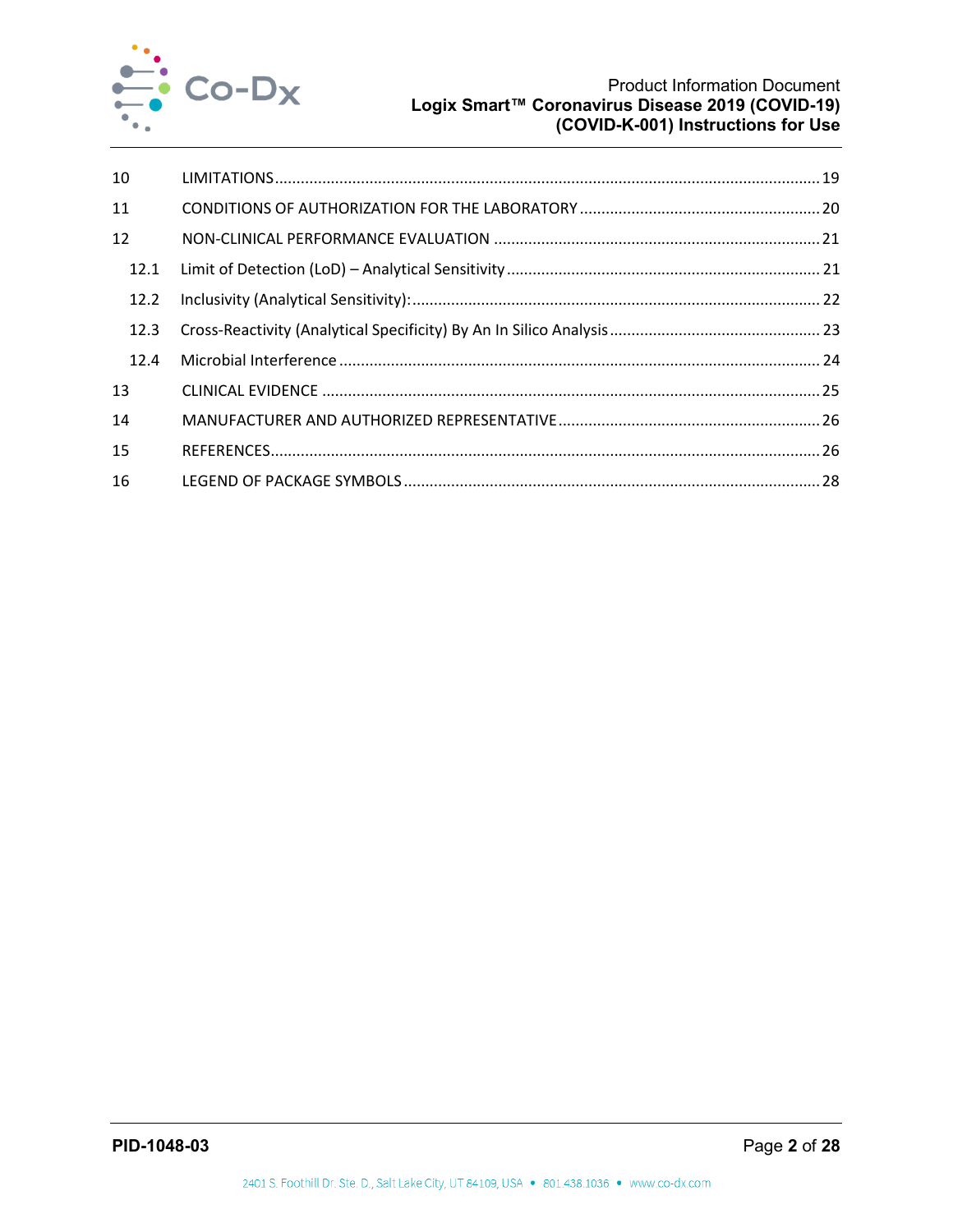| | | |
|---|---|---|
| 10 | LIMITATIONS | 19 |
| 11 | CONDITIONS OF AUTHORIZATION FOR THE LABORATORY | 20 |
| 12 | NON-CLINICAL PERFORMANCE EVALUATION | 21 |
| 12.1 | Limit of Detection (LoD) – Analytical Sensitivity | 21 |
| 12.2 | Inclusivity (Analytical Sensitivity): | 22 |
| 12.3 | Cross-Reactivity (Analytical Specificity) By An In Silico Analysis | 23 |
| 12.4 | Microbial Interference | 24 |
| 13 | CLINICAL EVIDENCE | 25 |
| 14 | MANUFACTURER AND AUTHORIZED REPRESENTATIVE | 26 |
| 15 | REFERENCES | 26 |
| 16 | LEGEND OF PACKAGE SYMBOLS | 28 |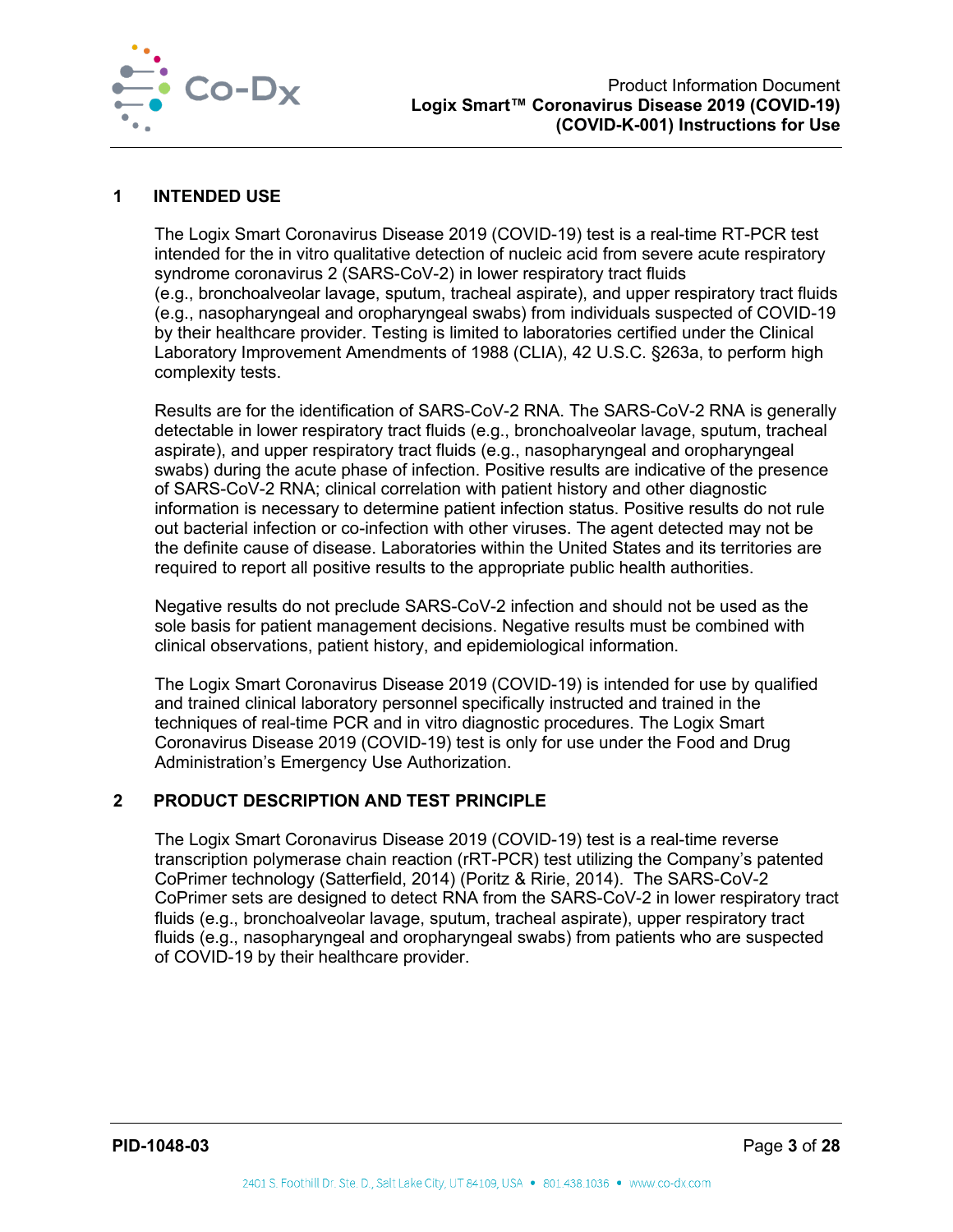## 1 INTENDED USE

The Logix Smart Coronavirus Disease 2019 (COVID-19) test is a real-time RT-PCR test intended for the in vitro qualitative detection of nucleic acid from severe acute respiratory syndrome coronavirus 2 (SARS-CoV-2) in lower respiratory tract fluids (e.g., bronchoalveolar lavage, sputum, tracheal aspirate), and upper respiratory tract fluids (e.g., nasopharyngeal and oropharyngeal swabs) from individuals suspected of COVID-19 by their healthcare provider. Testing is limited to laboratories certified under the Clinical Laboratory Improvement Amendments of 1988 (CLIA), 42 U.S.C. §263a, to perform high complexity tests.

Results are for the identification of SARS-CoV-2 RNA. The SARS-CoV-2 RNA is generally detectable in lower respiratory tract fluids (e.g., bronchoalveolar lavage, sputum, tracheal aspirate), and upper respiratory tract fluids (e.g., nasopharyngeal and oropharyngeal swabs) during the acute phase of infection. Positive results are indicative of the presence of SARS-CoV-2 RNA; clinical correlation with patient history and other diagnostic information is necessary to determine patient infection status. Positive results do not rule out bacterial infection or co-infection with other viruses. The agent detected may not be the definite cause of disease. Laboratories within the United States and its territories are required to report all positive results to the appropriate public health authorities.

Negative results do not preclude SARS-CoV-2 infection and should not be used as the sole basis for patient management decisions. Negative results must be combined with clinical observations, patient history, and epidemiological information.

The Logix Smart Coronavirus Disease 2019 (COVID-19) is intended for use by qualified and trained clinical laboratory personnel specifically instructed and trained in the techniques of real-time PCR and in vitro diagnostic procedures. The Logix Smart Coronavirus Disease 2019 (COVID-19) test is only for use under the Food and Drug Administration's Emergency Use Authorization.

## 2 PRODUCT DESCRIPTION AND TEST PRINCIPLE

The Logix Smart Coronavirus Disease 2019 (COVID-19) test is a real-time reverse transcription polymerase chain reaction (rRT-PCR) test utilizing the Company's patented CoPrimer technology (Satterfield, 2014) (Poritz & Ririe, 2014). The SARS-CoV-2 CoPrimer sets are designed to detect RNA from the SARS-CoV-2 in lower respiratory tract fluids (e.g., bronchoalveolar lavage, sputum, tracheal aspirate), upper respiratory tract fluids (e.g., nasopharyngeal and oropharyngeal swabs) from patients who are suspected of COVID-19 by their healthcare provider.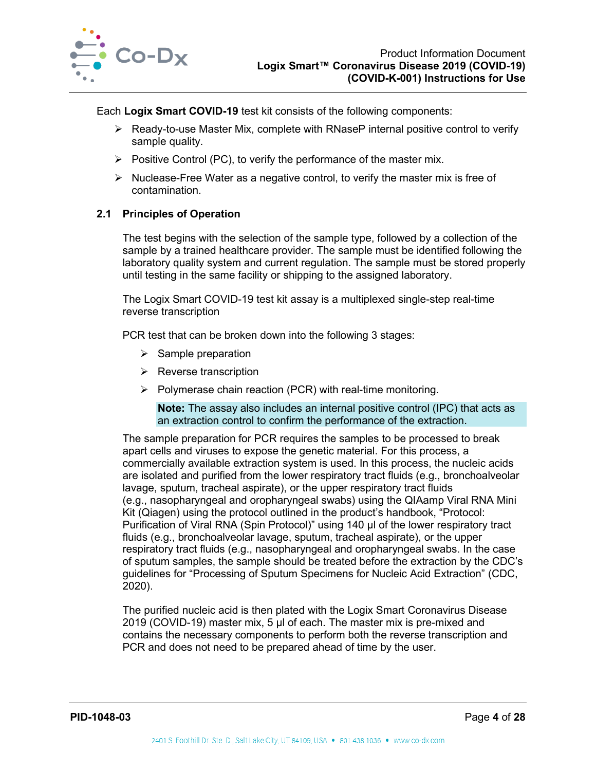Each **Logix Smart COVID-19** test kit consists of the following components:

- Ready-to-use Master Mix, complete with RNaseP internal positive control to verify sample quality.
- Positive Control (PC), to verify the performance of the master mix.
- Nuclease-Free Water as a negative control, to verify the master mix is free of contamination.

### 2.1 Principles of Operation

The test begins with the selection of the sample type, followed by a collection of the sample by a trained healthcare provider. The sample must be identified following the laboratory quality system and current regulation. The sample must be stored properly until testing in the same facility or shipping to the assigned laboratory.

The Logix Smart COVID-19 test kit assay is a multiplexed single-step real-time reverse transcription

PCR test that can be broken down into the following 3 stages:

- Sample preparation
- Reverse transcription
- Polymerase chain reaction (PCR) with real-time monitoring.

> **Note:** The assay also includes an internal positive control (IPC) that acts as an extraction control to confirm the performance of the extraction.

The sample preparation for PCR requires the samples to be processed to break apart cells and viruses to expose the genetic material. For this process, a commercially available extraction system is used. In this process, the nucleic acids are isolated and purified from the lower respiratory tract fluids (e.g., bronchoalveolar lavage, sputum, tracheal aspirate), or the upper respiratory tract fluids (e.g., nasopharyngeal and oropharyngeal swabs) using the QIAamp Viral RNA Mini Kit (Qiagen) using the protocol outlined in the product's handbook, "Protocol: Purification of Viral RNA (Spin Protocol)" using 140 µl of the lower respiratory tract fluids (e.g., bronchoalveolar lavage, sputum, tracheal aspirate), or the upper respiratory tract fluids (e.g., nasopharyngeal and oropharyngeal swabs. In the case of sputum samples, the sample should be treated before the extraction by the CDC's guidelines for "Processing of Sputum Specimens for Nucleic Acid Extraction" (CDC, 2020).

The purified nucleic acid is then plated with the Logix Smart Coronavirus Disease 2019 (COVID-19) master mix, 5 µl of each. The master mix is pre-mixed and contains the necessary components to perform both the reverse transcription and PCR and does not need to be prepared ahead of time by the user.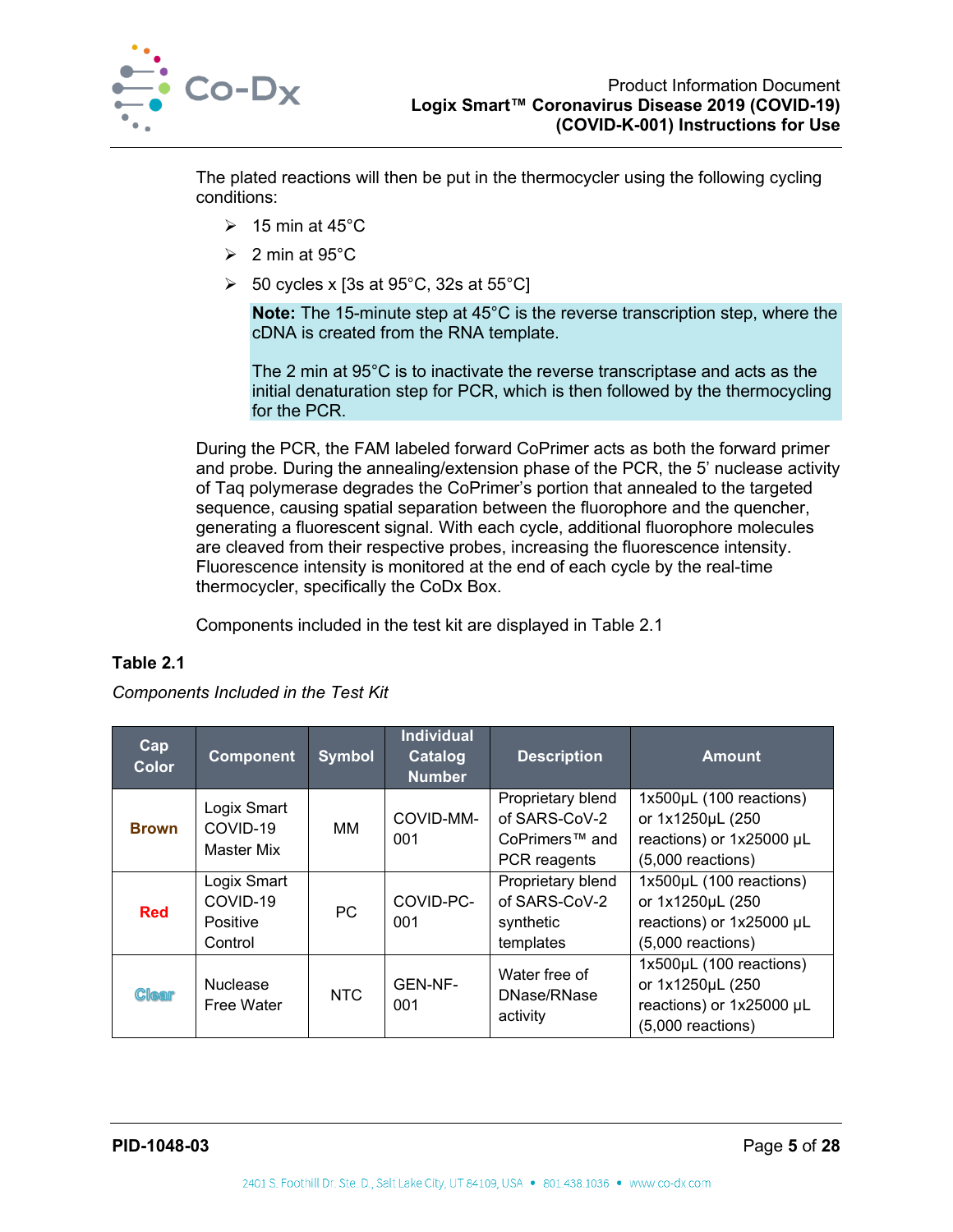The plated reactions will then be put in the thermocycler using the following cycling conditions:

- 15 min at 45°C
- 2 min at 95°C
- 50 cycles x [3s at 95°C, 32s at 55°C]

> **Note:** The 15-minute step at 45°C is the reverse transcription step, where the cDNA is created from the RNA template.
>
> The 2 min at 95°C is to inactivate the reverse transcriptase and acts as the initial denaturation step for PCR, which is then followed by the thermocycling for the PCR.

During the PCR, the FAM labeled forward CoPrimer acts as both the forward primer and probe. During the annealing/extension phase of the PCR, the 5' nuclease activity of Taq polymerase degrades the CoPrimer's portion that annealed to the targeted sequence, causing spatial separation between the fluorophore and the quencher, generating a fluorescent signal. With each cycle, additional fluorophore molecules are cleaved from their respective probes, increasing the fluorescence intensity. Fluorescence intensity is monitored at the end of each cycle by the real-time thermocycler, specifically the CoDx Box.

Components included in the test kit are displayed in Table 2.1

**Table 2.1**

*Components Included in the Test Kit*

| Cap Color | Component | Symbol | Individual Catalog Number | Description | Amount |
|---|---|---|---|---|---|
| Brown | Logix Smart COVID-19 Master Mix | MM | COVID-MM-001 | Proprietary blend of SARS-CoV-2 CoPrimers™ and PCR reagents | 1x500µL (100 reactions) or 1x1250µL (250 reactions) or 1x25000 µL (5,000 reactions) |
| Red | Logix Smart COVID-19 Positive Control | PC | COVID-PC-001 | Proprietary blend of SARS-CoV-2 synthetic templates | 1x500µL (100 reactions) or 1x1250µL (250 reactions) or 1x25000 µL (5,000 reactions) |
| Clear | Nuclease Free Water | NTC | GEN-NF-001 | Water free of DNase/RNase activity | 1x500µL (100 reactions) or 1x1250µL (250 reactions) or 1x25000 µL (5,000 reactions) |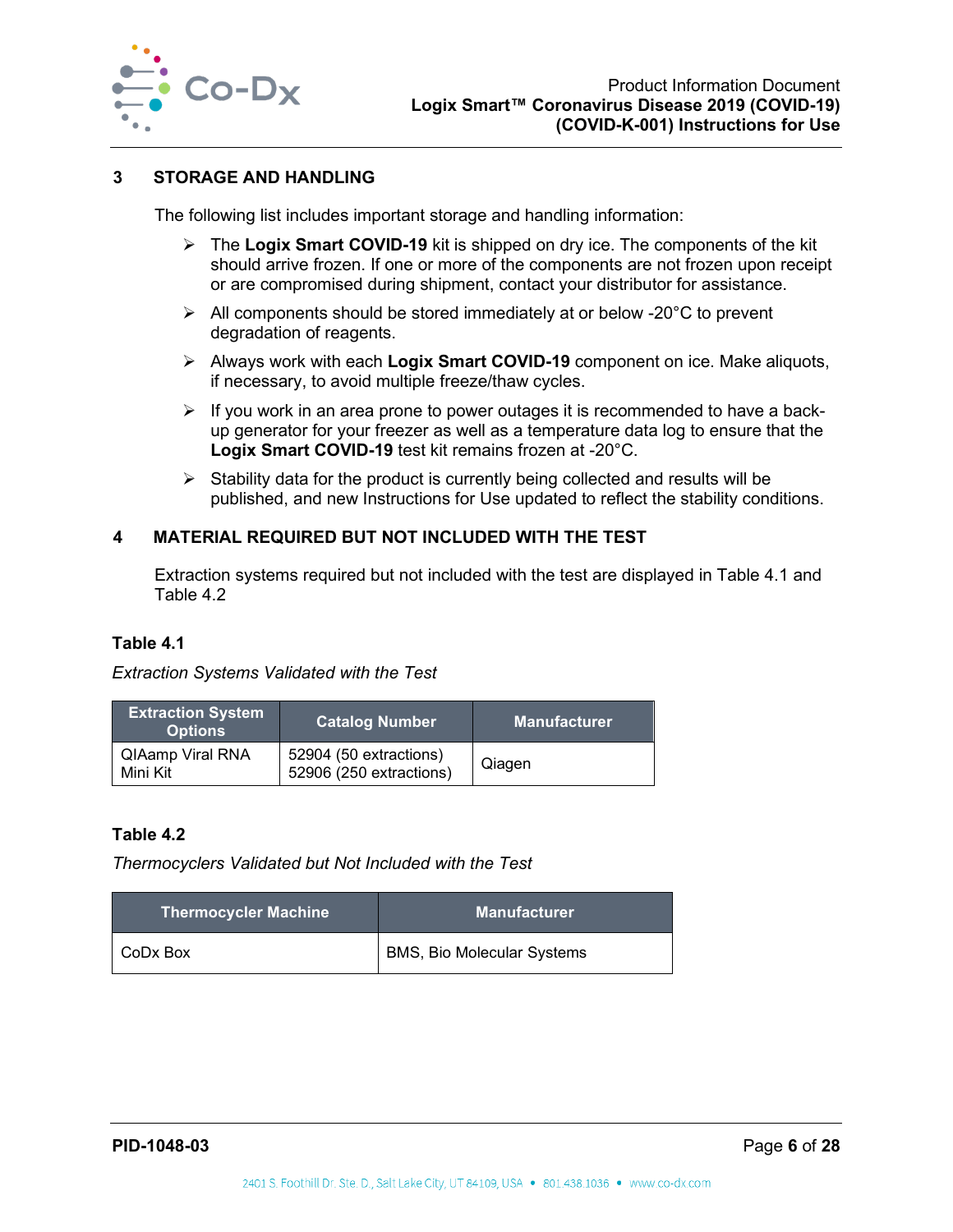## 3 STORAGE AND HANDLING

The following list includes important storage and handling information:

- The **Logix Smart COVID-19** kit is shipped on dry ice. The components of the kit should arrive frozen. If one or more of the components are not frozen upon receipt or are compromised during shipment, contact your distributor for assistance.
- All components should be stored immediately at or below -20°C to prevent degradation of reagents.
- Always work with each **Logix Smart COVID-19** component on ice. Make aliquots, if necessary, to avoid multiple freeze/thaw cycles.
- If you work in an area prone to power outages it is recommended to have a back-up generator for your freezer as well as a temperature data log to ensure that the **Logix Smart COVID-19** test kit remains frozen at -20°C.
- Stability data for the product is currently being collected and results will be published, and new Instructions for Use updated to reflect the stability conditions.

## 4 MATERIAL REQUIRED BUT NOT INCLUDED WITH THE TEST

Extraction systems required but not included with the test are displayed in Table 4.1 and Table 4.2

**Table 4.1**

*Extraction Systems Validated with the Test*

| Extraction System Options | Catalog Number | Manufacturer |
|---|---|---|
| QIAamp Viral RNA Mini Kit | 52904 (50 extractions)<br>52906 (250 extractions) | Qiagen |

**Table 4.2**

*Thermocyclers Validated but Not Included with the Test*

| Thermocycler Machine | Manufacturer |
|---|---|
| CoDx Box | BMS, Bio Molecular Systems |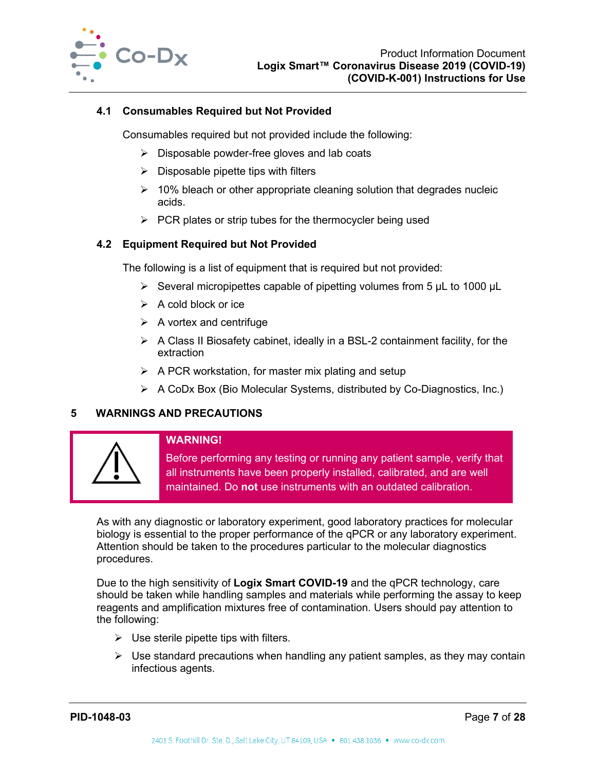### 4.1 Consumables Required but Not Provided

Consumables required but not provided include the following:

- Disposable powder-free gloves and lab coats
- Disposable pipette tips with filters
- 10% bleach or other appropriate cleaning solution that degrades nucleic acids.
- PCR plates or strip tubes for the thermocycler being used

### 4.2 Equipment Required but Not Provided

The following is a list of equipment that is required but not provided:

- Several micropipettes capable of pipetting volumes from 5 µL to 1000 µL
- A cold block or ice
- A vortex and centrifuge
- A Class II Biosafety cabinet, ideally in a BSL-2 containment facility, for the extraction
- A PCR workstation, for master mix plating and setup
- A CoDx Box (Bio Molecular Systems, distributed by Co-Diagnostics, Inc.)

## 5 WARNINGS AND PRECAUTIONS

> ⚠ **WARNING!**
>
> Before performing any testing or running any patient sample, verify that all instruments have been properly installed, calibrated, and are well maintained. Do **not** use instruments with an outdated calibration.

As with any diagnostic or laboratory experiment, good laboratory practices for molecular biology is essential to the proper performance of the qPCR or any laboratory experiment. Attention should be taken to the procedures particular to the molecular diagnostics procedures.

Due to the high sensitivity of **Logix Smart COVID-19** and the qPCR technology, care should be taken while handling samples and materials while performing the assay to keep reagents and amplification mixtures free of contamination. Users should pay attention to the following:

- Use sterile pipette tips with filters.
- Use standard precautions when handling any patient samples, as they may contain infectious agents.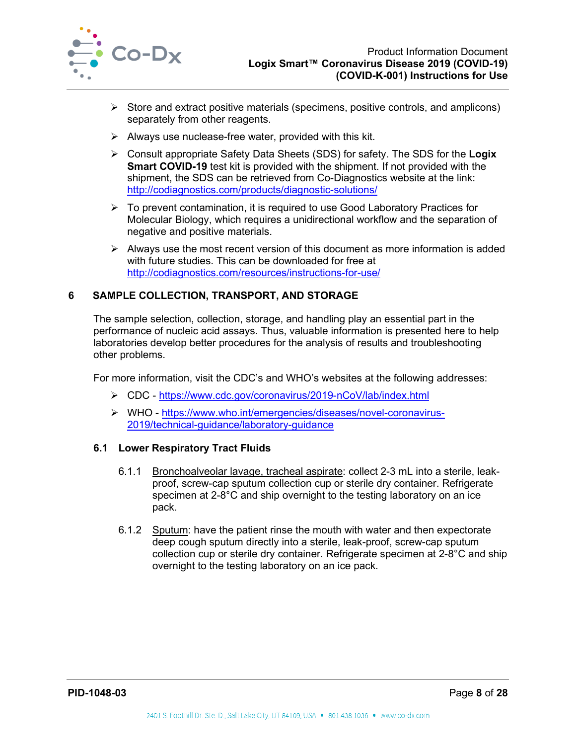- Store and extract positive materials (specimens, positive controls, and amplicons) separately from other reagents.
- Always use nuclease-free water, provided with this kit.
- Consult appropriate Safety Data Sheets (SDS) for safety. The SDS for the **Logix Smart COVID-19** test kit is provided with the shipment. If not provided with the shipment, the SDS can be retrieved from Co-Diagnostics website at the link: http://codiagnostics.com/products/diagnostic-solutions/
- To prevent contamination, it is required to use Good Laboratory Practices for Molecular Biology, which requires a unidirectional workflow and the separation of negative and positive materials.
- Always use the most recent version of this document as more information is added with future studies. This can be downloaded for free at http://codiagnostics.com/resources/instructions-for-use/

## 6 SAMPLE COLLECTION, TRANSPORT, AND STORAGE

The sample selection, collection, storage, and handling play an essential part in the performance of nucleic acid assays. Thus, valuable information is presented here to help laboratories develop better procedures for the analysis of results and troubleshooting other problems.

For more information, visit the CDC's and WHO's websites at the following addresses:

- CDC - https://www.cdc.gov/coronavirus/2019-nCoV/lab/index.html
- WHO - https://www.who.int/emergencies/diseases/novel-coronavirus-2019/technical-guidance/laboratory-guidance

### 6.1 Lower Respiratory Tract Fluids

6.1.1 Bronchoalveolar lavage, tracheal aspirate: collect 2-3 mL into a sterile, leak-proof, screw-cap sputum collection cup or sterile dry container. Refrigerate specimen at 2-8°C and ship overnight to the testing laboratory on an ice pack.

6.1.2 Sputum: have the patient rinse the mouth with water and then expectorate deep cough sputum directly into a sterile, leak-proof, screw-cap sputum collection cup or sterile dry container. Refrigerate specimen at 2-8°C and ship overnight to the testing laboratory on an ice pack.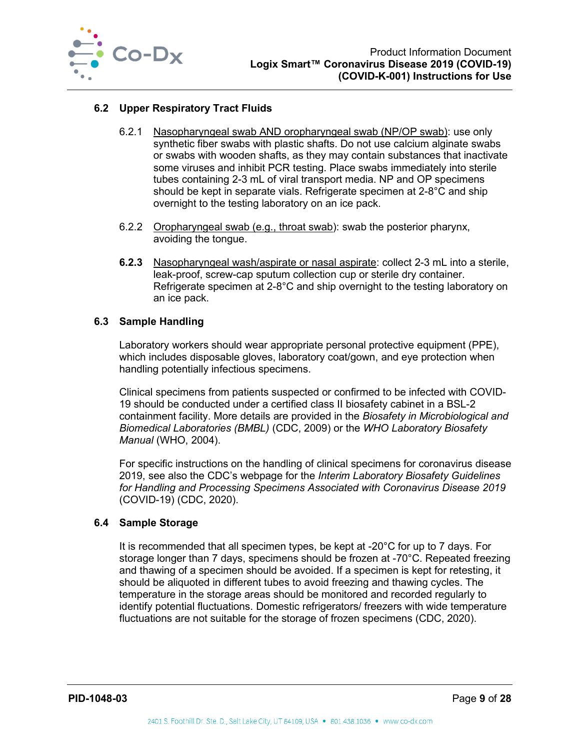## 6.2 Upper Respiratory Tract Fluids

6.2.1 Nasopharyngeal swab AND oropharyngeal swab (NP/OP swab): use only synthetic fiber swabs with plastic shafts. Do not use calcium alginate swabs or swabs with wooden shafts, as they may contain substances that inactivate some viruses and inhibit PCR testing. Place swabs immediately into sterile tubes containing 2-3 mL of viral transport media. NP and OP specimens should be kept in separate vials. Refrigerate specimen at 2-8°C and ship overnight to the testing laboratory on an ice pack.

6.2.2 Oropharyngeal swab (e.g., throat swab): swab the posterior pharynx, avoiding the tongue.

**6.2.3** Nasopharyngeal wash/aspirate or nasal aspirate: collect 2-3 mL into a sterile, leak-proof, screw-cap sputum collection cup or sterile dry container. Refrigerate specimen at 2-8°C and ship overnight to the testing laboratory on an ice pack.

## 6.3 Sample Handling

Laboratory workers should wear appropriate personal protective equipment (PPE), which includes disposable gloves, laboratory coat/gown, and eye protection when handling potentially infectious specimens.

Clinical specimens from patients suspected or confirmed to be infected with COVID-19 should be conducted under a certified class II biosafety cabinet in a BSL-2 containment facility. More details are provided in the *Biosafety in Microbiological and Biomedical Laboratories (BMBL)* (CDC, 2009) or the *WHO Laboratory Biosafety Manual* (WHO, 2004).

For specific instructions on the handling of clinical specimens for coronavirus disease 2019, see also the CDC's webpage for the *Interim Laboratory Biosafety Guidelines for Handling and Processing Specimens Associated with Coronavirus Disease 2019* (COVID-19) (CDC, 2020).

## 6.4 Sample Storage

It is recommended that all specimen types, be kept at -20°C for up to 7 days. For storage longer than 7 days, specimens should be frozen at -70°C. Repeated freezing and thawing of a specimen should be avoided. If a specimen is kept for retesting, it should be aliquoted in different tubes to avoid freezing and thawing cycles. The temperature in the storage areas should be monitored and recorded regularly to identify potential fluctuations. Domestic refrigerators/ freezers with wide temperature fluctuations are not suitable for the storage of frozen specimens (CDC, 2020).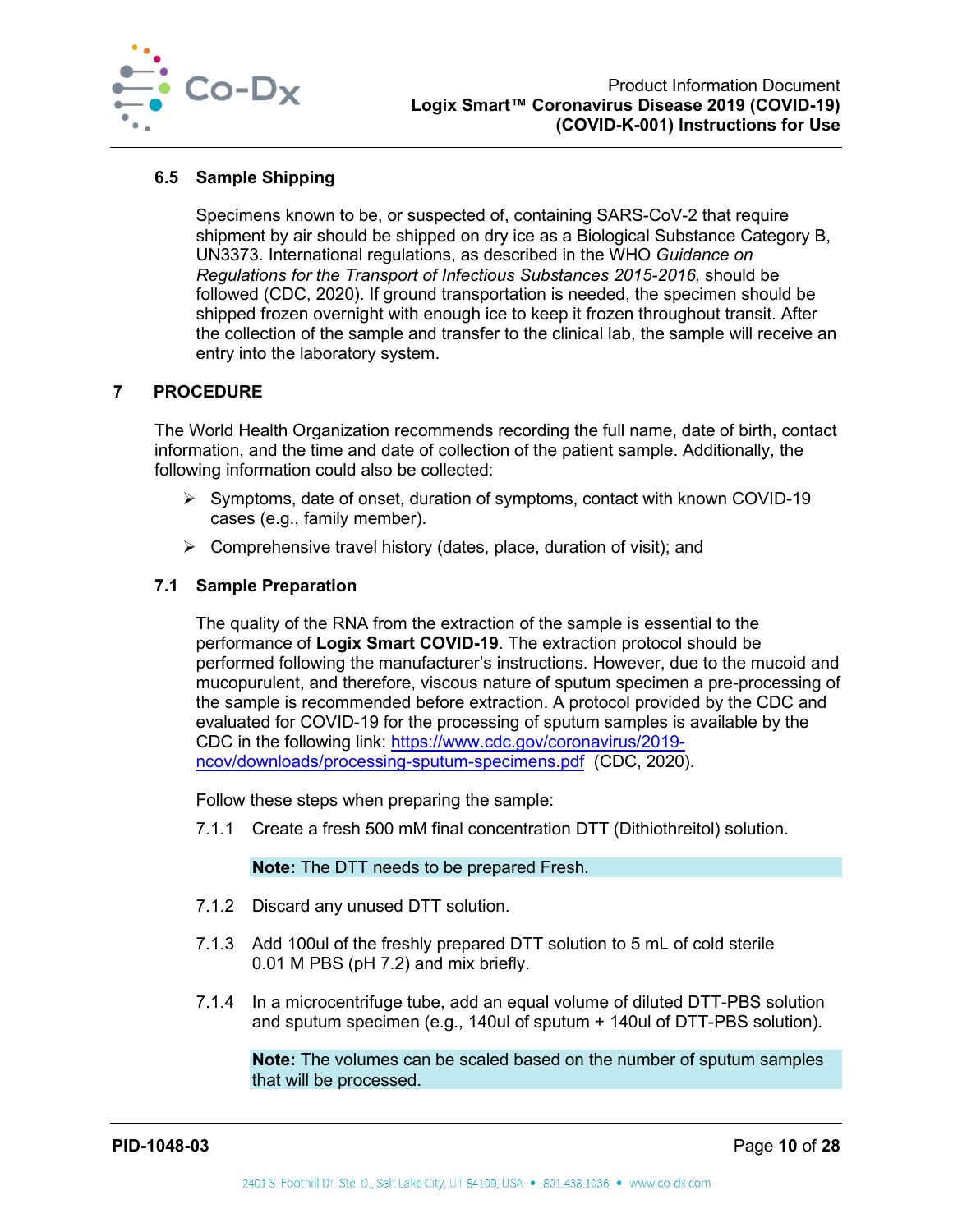### 6.5 Sample Shipping

Specimens known to be, or suspected of, containing SARS-CoV-2 that require shipment by air should be shipped on dry ice as a Biological Substance Category B, UN3373. International regulations, as described in the WHO *Guidance on Regulations for the Transport of Infectious Substances 2015-2016,* should be followed (CDC, 2020). If ground transportation is needed, the specimen should be shipped frozen overnight with enough ice to keep it frozen throughout transit. After the collection of the sample and transfer to the clinical lab, the sample will receive an entry into the laboratory system.

## 7 PROCEDURE

The World Health Organization recommends recording the full name, date of birth, contact information, and the time and date of collection of the patient sample. Additionally, the following information could also be collected:

- Symptoms, date of onset, duration of symptoms, contact with known COVID-19 cases (e.g., family member).
- Comprehensive travel history (dates, place, duration of visit); and

### 7.1 Sample Preparation

The quality of the RNA from the extraction of the sample is essential to the performance of **Logix Smart COVID-19**. The extraction protocol should be performed following the manufacturer's instructions. However, due to the mucoid and mucopurulent, and therefore, viscous nature of sputum specimen a pre-processing of the sample is recommended before extraction. A protocol provided by the CDC and evaluated for COVID-19 for the processing of sputum samples is available by the CDC in the following link: [https://www.cdc.gov/coronavirus/2019-ncov/downloads/processing-sputum-specimens.pdf](https://www.cdc.gov/coronavirus/2019-ncov/downloads/processing-sputum-specimens.pdf) (CDC, 2020).

Follow these steps when preparing the sample:

7.1.1 Create a fresh 500 mM final concentration DTT (Dithiothreitol) solution.

> **Note:** The DTT needs to be prepared Fresh.

7.1.2 Discard any unused DTT solution.

7.1.3 Add 100ul of the freshly prepared DTT solution to 5 mL of cold sterile 0.01 M PBS (pH 7.2) and mix briefly.

7.1.4 In a microcentrifuge tube, add an equal volume of diluted DTT-PBS solution and sputum specimen (e.g., 140ul of sputum + 140ul of DTT-PBS solution).

> **Note:** The volumes can be scaled based on the number of sputum samples that will be processed.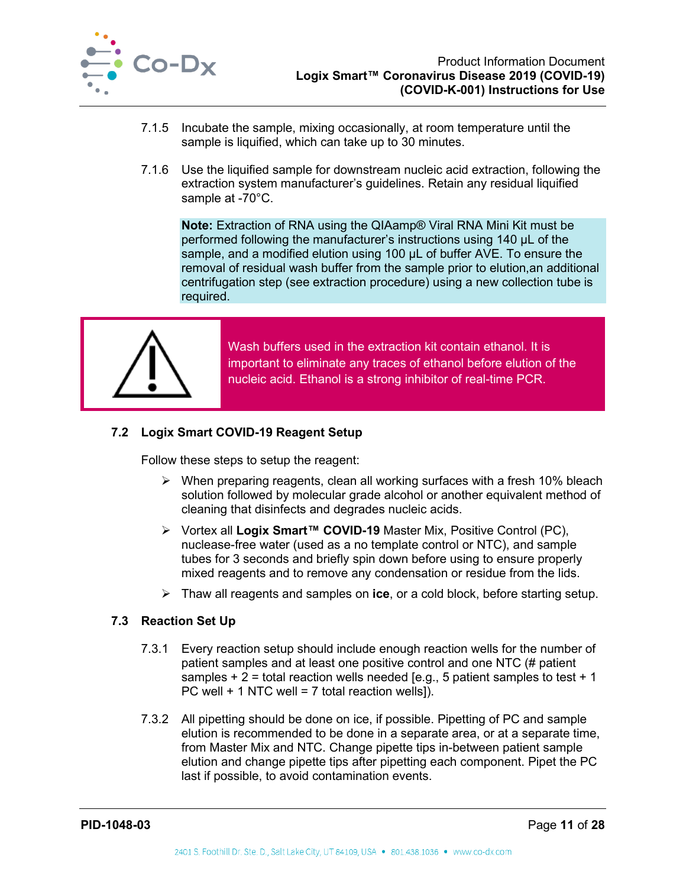7.1.5 Incubate the sample, mixing occasionally, at room temperature until the sample is liquified, which can take up to 30 minutes.

7.1.6 Use the liquified sample for downstream nucleic acid extraction, following the extraction system manufacturer's guidelines. Retain any residual liquified sample at -70°C.

> **Note:** Extraction of RNA using the QIAamp® Viral RNA Mini Kit must be performed following the manufacturer's instructions using 140 µL of the sample, and a modified elution using 100 µL of buffer AVE. To ensure the removal of residual wash buffer from the sample prior to elution,an additional centrifugation step (see extraction procedure) using a new collection tube is required.

> ⚠ Wash buffers used in the extraction kit contain ethanol. It is important to eliminate any traces of ethanol before elution of the nucleic acid. Ethanol is a strong inhibitor of real-time PCR.

## 7.2 Logix Smart COVID-19 Reagent Setup

Follow these steps to setup the reagent:

- When preparing reagents, clean all working surfaces with a fresh 10% bleach solution followed by molecular grade alcohol or another equivalent method of cleaning that disinfects and degrades nucleic acids.
- Vortex all **Logix Smart™ COVID-19** Master Mix, Positive Control (PC), nuclease-free water (used as a no template control or NTC), and sample tubes for 3 seconds and briefly spin down before using to ensure properly mixed reagents and to remove any condensation or residue from the lids.
- Thaw all reagents and samples on **ice**, or a cold block, before starting setup.

## 7.3 Reaction Set Up

7.3.1 Every reaction setup should include enough reaction wells for the number of patient samples and at least one positive control and one NTC (# patient samples + 2 = total reaction wells needed [e.g., 5 patient samples to test + 1 PC well + 1 NTC well = 7 total reaction wells]).

7.3.2 All pipetting should be done on ice, if possible. Pipetting of PC and sample elution is recommended to be done in a separate area, or at a separate time, from Master Mix and NTC. Change pipette tips in-between patient sample elution and change pipette tips after pipetting each component. Pipet the PC last if possible, to avoid contamination events.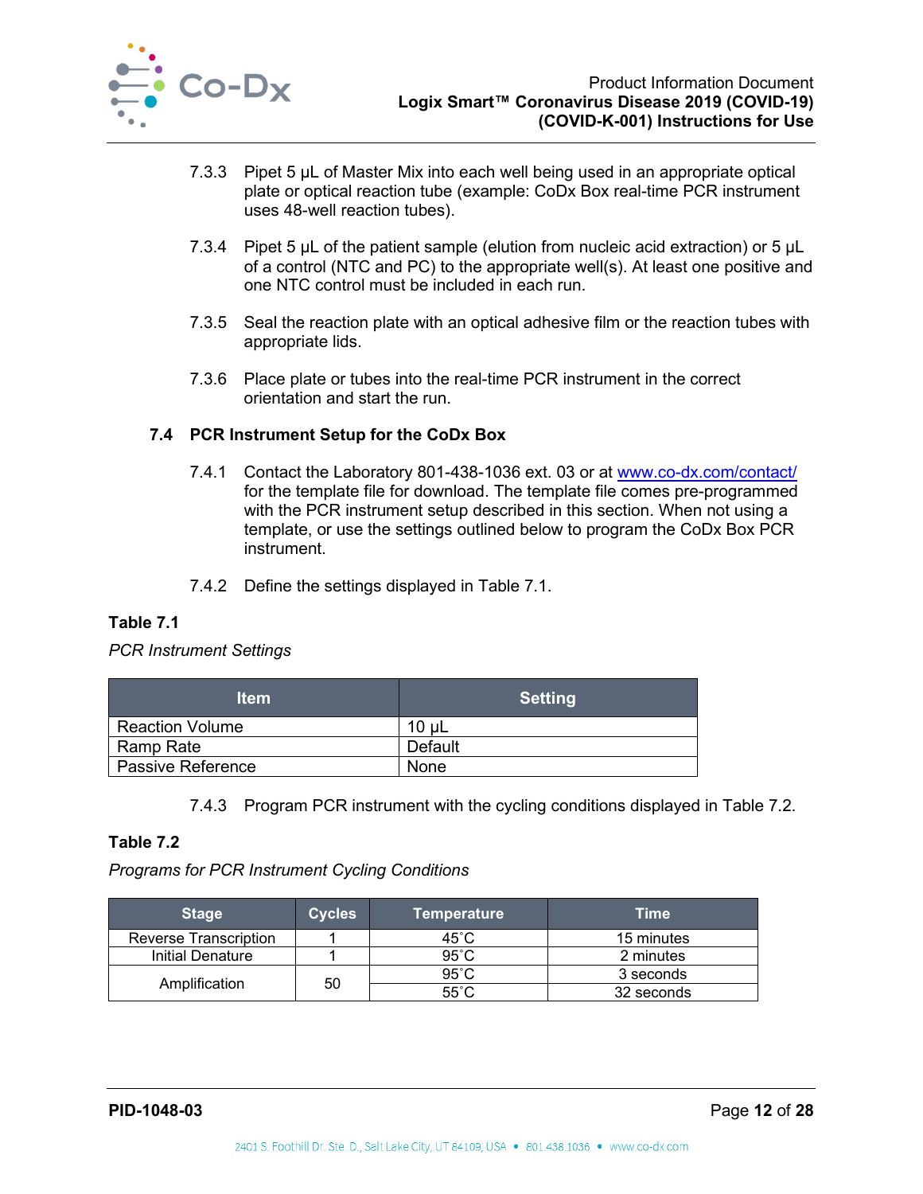7.3.3 Pipet 5 µL of Master Mix into each well being used in an appropriate optical plate or optical reaction tube (example: CoDx Box real-time PCR instrument uses 48-well reaction tubes).

7.3.4 Pipet 5 µL of the patient sample (elution from nucleic acid extraction) or 5 µL of a control (NTC and PC) to the appropriate well(s). At least one positive and one NTC control must be included in each run.

7.3.5 Seal the reaction plate with an optical adhesive film or the reaction tubes with appropriate lids.

7.3.6 Place plate or tubes into the real-time PCR instrument in the correct orientation and start the run.

### 7.4 PCR Instrument Setup for the CoDx Box

7.4.1 Contact the Laboratory 801-438-1036 ext. 03 or at www.co-dx.com/contact/ for the template file for download. The template file comes pre-programmed with the PCR instrument setup described in this section. When not using a template, or use the settings outlined below to program the CoDx Box PCR instrument.

7.4.2 Define the settings displayed in Table 7.1.

**Table 7.1**

*PCR Instrument Settings*

| Item | Setting |
|---|---|
| Reaction Volume | 10 µL |
| Ramp Rate | Default |
| Passive Reference | None |

7.4.3 Program PCR instrument with the cycling conditions displayed in Table 7.2.

**Table 7.2**

*Programs for PCR Instrument Cycling Conditions*

| Stage | Cycles | Temperature | Time |
|---|---|---|---|
| Reverse Transcription | 1 | 45˚C | 15 minutes |
| Initial Denature | 1 | 95˚C | 2 minutes |
| Amplification | 50 | 95˚C | 3 seconds |
| | | 55˚C | 32 seconds |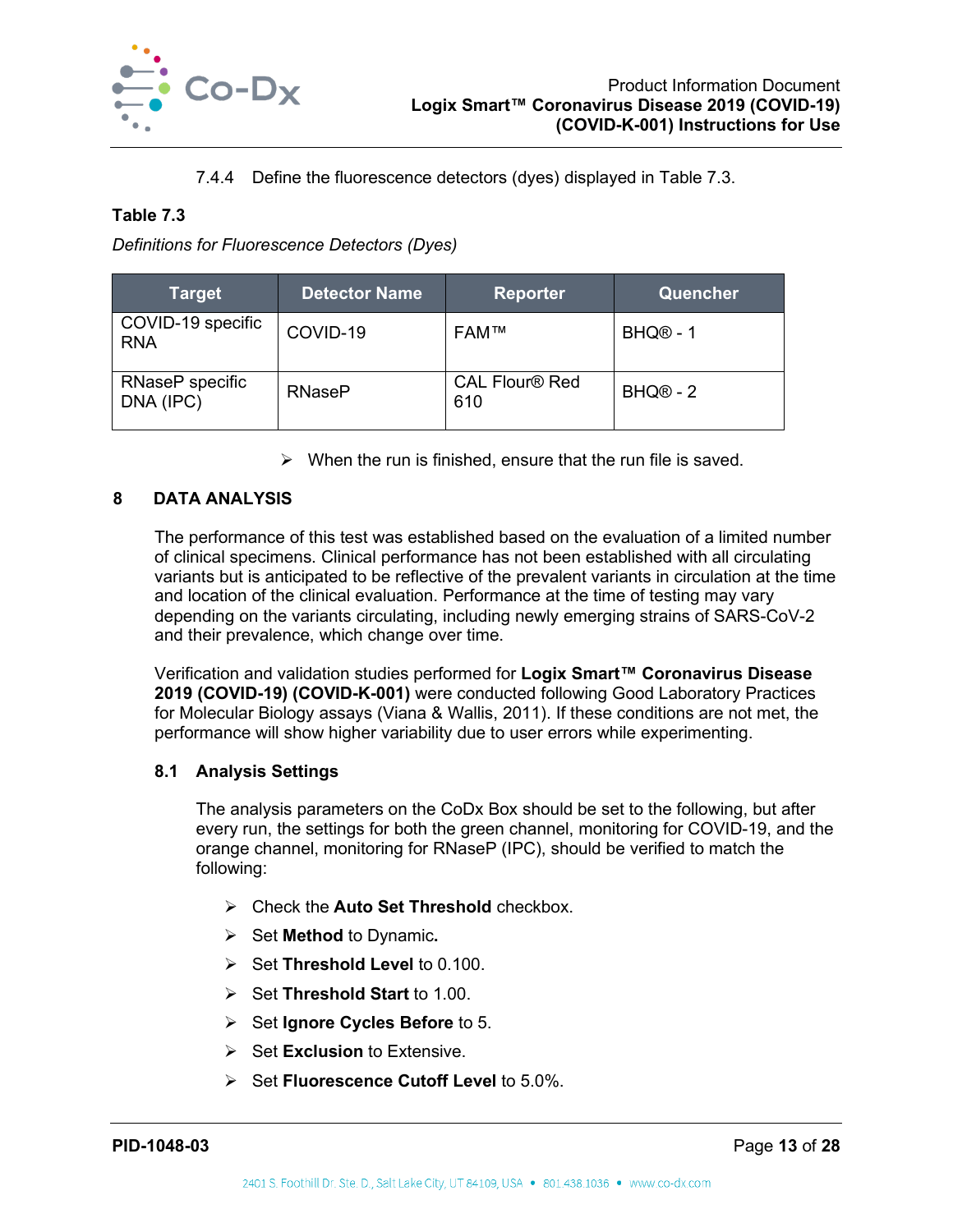7.4.4 Define the fluorescence detectors (dyes) displayed in Table 7.3.

**Table 7.3**

*Definitions for Fluorescence Detectors (Dyes)*

| Target | Detector Name | Reporter | Quencher |
|---|---|---|---|
| COVID-19 specific RNA | COVID-19 | FAM™ | BHQ® - 1 |
| RNaseP specific DNA (IPC) | RNaseP | CAL Flour® Red 610 | BHQ® - 2 |

- When the run is finished, ensure that the run file is saved.

# 8 DATA ANALYSIS

The performance of this test was established based on the evaluation of a limited number of clinical specimens. Clinical performance has not been established with all circulating variants but is anticipated to be reflective of the prevalent variants in circulation at the time and location of the clinical evaluation. Performance at the time of testing may vary depending on the variants circulating, including newly emerging strains of SARS-CoV-2 and their prevalence, which change over time.

Verification and validation studies performed for **Logix Smart™ Coronavirus Disease 2019 (COVID-19) (COVID-K-001)** were conducted following Good Laboratory Practices for Molecular Biology assays (Viana & Wallis, 2011). If these conditions are not met, the performance will show higher variability due to user errors while experimenting.

## 8.1 Analysis Settings

The analysis parameters on the CoDx Box should be set to the following, but after every run, the settings for both the green channel, monitoring for COVID-19, and the orange channel, monitoring for RNaseP (IPC), should be verified to match the following:

- Check the **Auto Set Threshold** checkbox.
- Set **Method** to Dynamic**.**
- Set **Threshold Level** to 0.100.
- Set **Threshold Start** to 1.00.
- Set **Ignore Cycles Before** to 5.
- Set **Exclusion** to Extensive.
- Set **Fluorescence Cutoff Level** to 5.0%.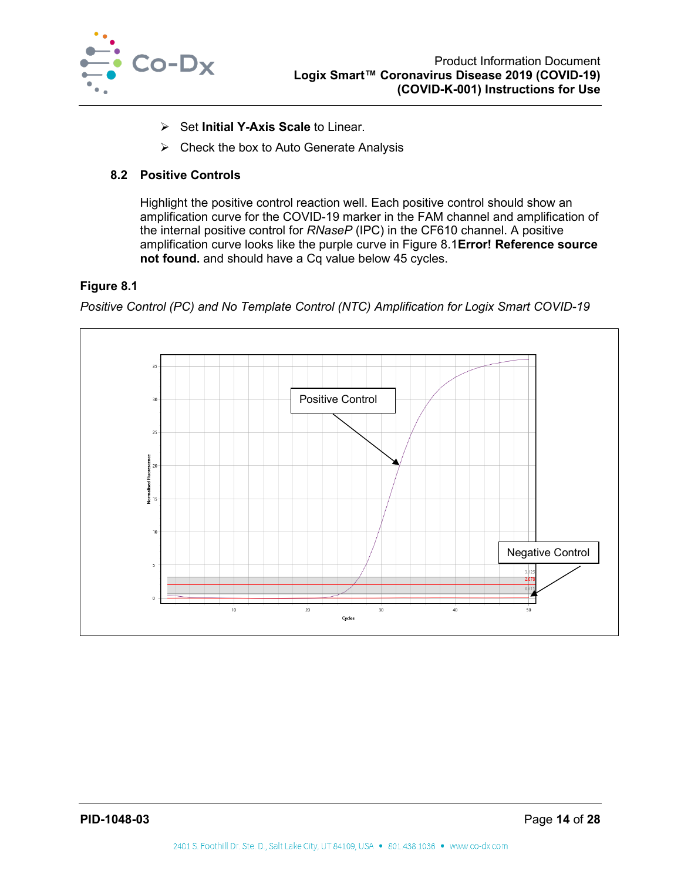- Set **Initial Y-Axis Scale** to Linear.
- Check the box to Auto Generate Analysis

## 8.2 Positive Controls

Highlight the positive control reaction well. Each positive control should show an amplification curve for the COVID-19 marker in the FAM channel and amplification of the internal positive control for *RNaseP* (IPC) in the CF610 channel. A positive amplification curve looks like the purple curve in Figure 8.1**Error! Reference source not found.** and should have a Cq value below 45 cycles.

**Figure 8.1**

*Positive Control (PC) and No Template Control (NTC) Amplification for Logix Smart COVID-19*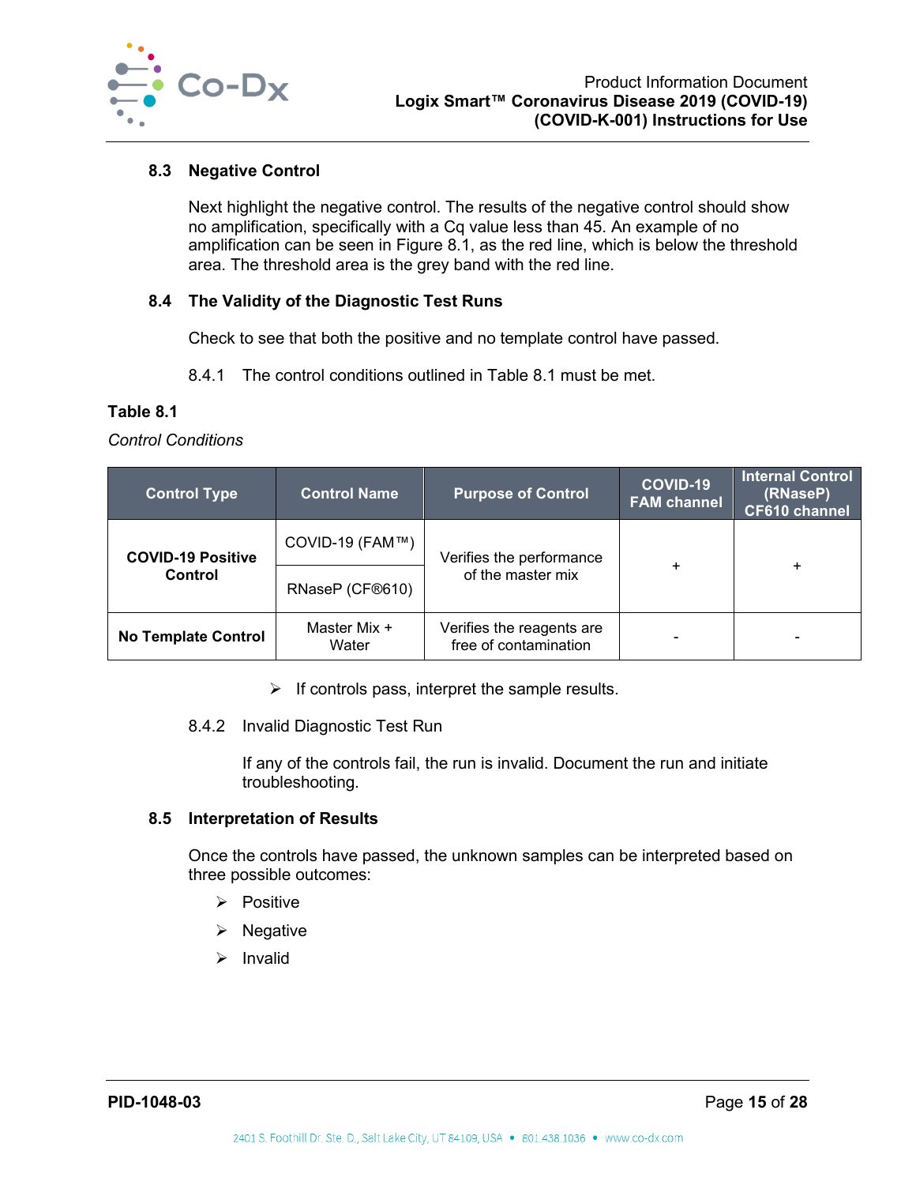### 8.3 Negative Control

Next highlight the negative control. The results of the negative control should show no amplification, specifically with a Cq value less than 45. An example of no amplification can be seen in Figure 8.1, as the red line, which is below the threshold area. The threshold area is the grey band with the red line.

### 8.4 The Validity of the Diagnostic Test Runs

Check to see that both the positive and no template control have passed.

8.4.1 The control conditions outlined in Table 8.1 must be met.

**Table 8.1**

*Control Conditions*

| Control Type | Control Name | Purpose of Control | COVID-19 FAM channel | Internal Control (RNaseP) CF610 channel |
|---|---|---|---|---|
| **COVID-19 Positive Control** | COVID-19 (FAM™) | Verifies the performance of the master mix | + | + |
| | RNaseP (CF®610) | | | |
| **No Template Control** | Master Mix + Water | Verifies the reagents are free of contamination | - | - |

- ➢ If controls pass, interpret the sample results.

8.4.2 Invalid Diagnostic Test Run

If any of the controls fail, the run is invalid. Document the run and initiate troubleshooting.

### 8.5 Interpretation of Results

Once the controls have passed, the unknown samples can be interpreted based on three possible outcomes:

- ➢ Positive
- ➢ Negative
- ➢ Invalid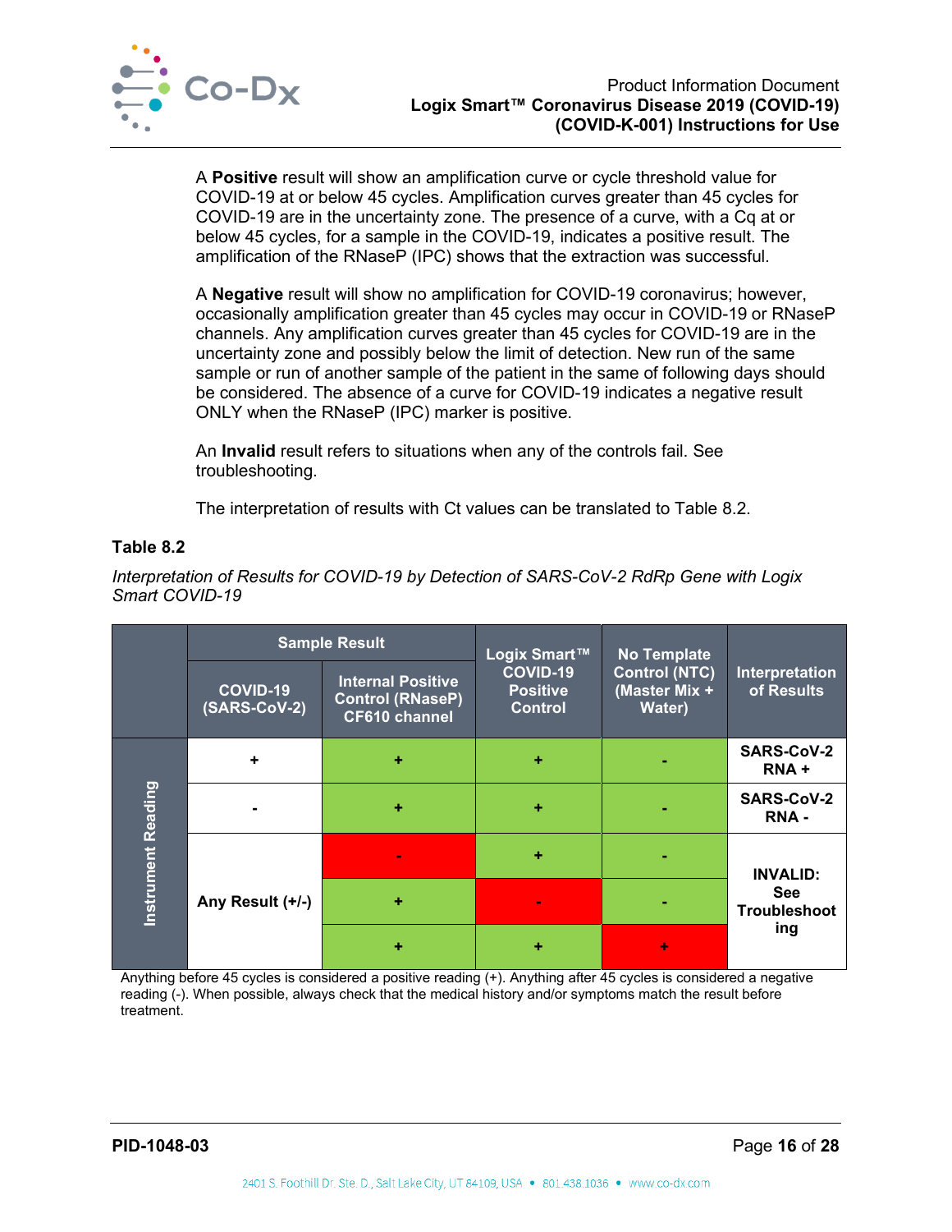A **Positive** result will show an amplification curve or cycle threshold value for COVID-19 at or below 45 cycles. Amplification curves greater than 45 cycles for COVID-19 are in the uncertainty zone. The presence of a curve, with a Cq at or below 45 cycles, for a sample in the COVID-19, indicates a positive result. The amplification of the RNaseP (IPC) shows that the extraction was successful.

A **Negative** result will show no amplification for COVID-19 coronavirus; however, occasionally amplification greater than 45 cycles may occur in COVID-19 or RNaseP channels. Any amplification curves greater than 45 cycles for COVID-19 are in the uncertainty zone and possibly below the limit of detection. New run of the same sample or run of another sample of the patient in the same of following days should be considered. The absence of a curve for COVID-19 indicates a negative result ONLY when the RNaseP (IPC) marker is positive.

An **Invalid** result refers to situations when any of the controls fail. See troubleshooting.

The interpretation of results with Ct values can be translated to Table 8.2.

**Table 8.2**

*Interpretation of Results for COVID-19 by Detection of SARS-CoV-2 RdRp Gene with Logix Smart COVID-19*

| | Sample Result | | Logix Smart™ COVID-19 Positive Control | No Template Control (NTC) (Master Mix + Water) | Interpretation of Results |
|---|---|---|---|---|---|
| | COVID-19 (SARS-CoV-2) | Internal Positive Control (RNaseP) CF610 channel | | | |
| Instrument Reading | + | + | + | - | SARS-CoV-2 RNA + |
| | - | + | + | - | SARS-CoV-2 RNA - |
| | Any Result (+/-) | - | + | - | INVALID: See Troubleshooting |
| | | + | - | - | |
| | | + | + | + | |

Anything before 45 cycles is considered a positive reading (+). Anything after 45 cycles is considered a negative reading (-). When possible, always check that the medical history and/or symptoms match the result before treatment.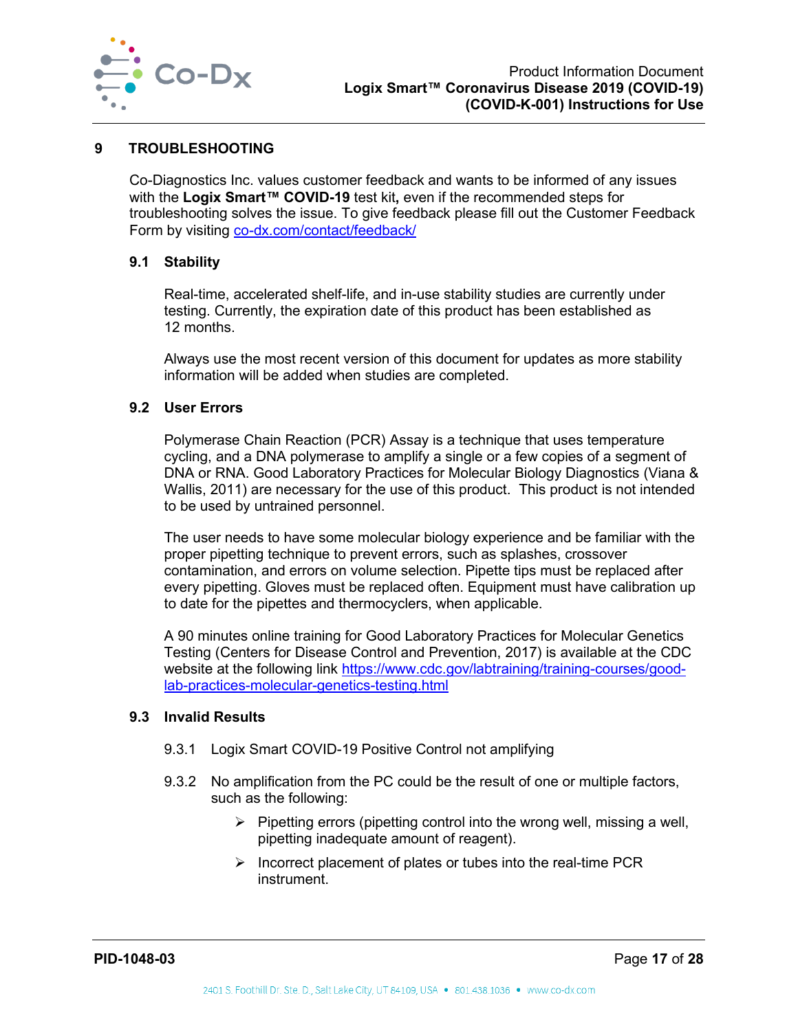# 9 TROUBLESHOOTING

Co-Diagnostics Inc. values customer feedback and wants to be informed of any issues with the **Logix Smart™ COVID-19** test kit**,** even if the recommended steps for troubleshooting solves the issue. To give feedback please fill out the Customer Feedback Form by visiting co-dx.com/contact/feedback/

## 9.1 Stability

Real-time, accelerated shelf-life, and in-use stability studies are currently under testing. Currently, the expiration date of this product has been established as 12 months.

Always use the most recent version of this document for updates as more stability information will be added when studies are completed.

## 9.2 User Errors

Polymerase Chain Reaction (PCR) Assay is a technique that uses temperature cycling, and a DNA polymerase to amplify a single or a few copies of a segment of DNA or RNA. Good Laboratory Practices for Molecular Biology Diagnostics (Viana & Wallis, 2011) are necessary for the use of this product. This product is not intended to be used by untrained personnel.

The user needs to have some molecular biology experience and be familiar with the proper pipetting technique to prevent errors, such as splashes, crossover contamination, and errors on volume selection. Pipette tips must be replaced after every pipetting. Gloves must be replaced often. Equipment must have calibration up to date for the pipettes and thermocyclers, when applicable.

A 90 minutes online training for Good Laboratory Practices for Molecular Genetics Testing (Centers for Disease Control and Prevention, 2017) is available at the CDC website at the following link https://www.cdc.gov/labtraining/training-courses/good-lab-practices-molecular-genetics-testing.html

## 9.3 Invalid Results

9.3.1 Logix Smart COVID-19 Positive Control not amplifying

9.3.2 No amplification from the PC could be the result of one or multiple factors, such as the following:

- Pipetting errors (pipetting control into the wrong well, missing a well, pipetting inadequate amount of reagent).
- Incorrect placement of plates or tubes into the real-time PCR instrument.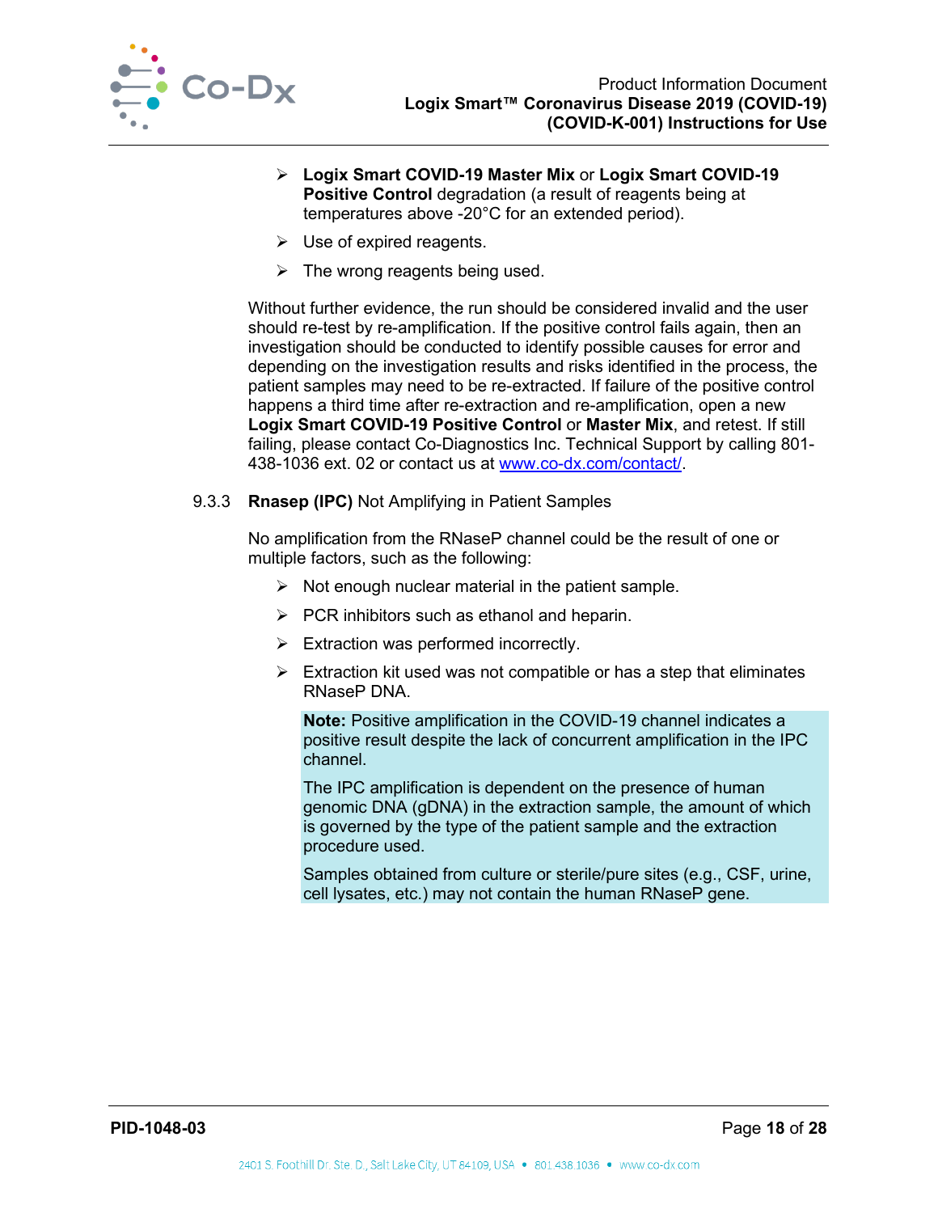- **Logix Smart COVID-19 Master Mix** or **Logix Smart COVID-19 Positive Control** degradation (a result of reagents being at temperatures above -20°C for an extended period).
- Use of expired reagents.
- The wrong reagents being used.

Without further evidence, the run should be considered invalid and the user should re-test by re-amplification. If the positive control fails again, then an investigation should be conducted to identify possible causes for error and depending on the investigation results and risks identified in the process, the patient samples may need to be re-extracted. If failure of the positive control happens a third time after re-extraction and re-amplification, open a new **Logix Smart COVID-19 Positive Control** or **Master Mix**, and retest. If still failing, please contact Co-Diagnostics Inc. Technical Support by calling 801-438-1036 ext. 02 or contact us at [www.co-dx.com/contact/](www.co-dx.com/contact/).

### 9.3.3 **Rnasep (IPC)** Not Amplifying in Patient Samples

No amplification from the RNaseP channel could be the result of one or multiple factors, such as the following:

- Not enough nuclear material in the patient sample.
- PCR inhibitors such as ethanol and heparin.
- Extraction was performed incorrectly.
- Extraction kit used was not compatible or has a step that eliminates RNaseP DNA.

> **Note:** Positive amplification in the COVID-19 channel indicates a positive result despite the lack of concurrent amplification in the IPC channel.
>
> The IPC amplification is dependent on the presence of human genomic DNA (gDNA) in the extraction sample, the amount of which is governed by the type of the patient sample and the extraction procedure used.
>
> Samples obtained from culture or sterile/pure sites (e.g., CSF, urine, cell lysates, etc.) may not contain the human RNaseP gene.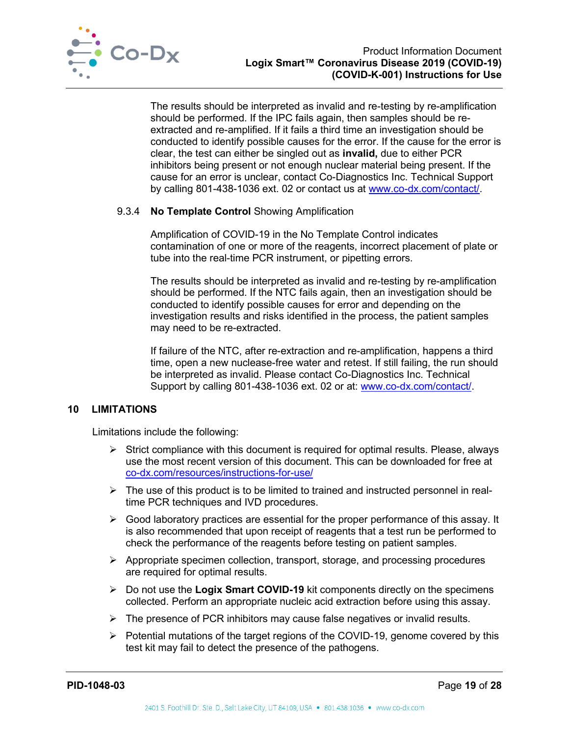The results should be interpreted as invalid and re-testing by re-amplification should be performed. If the IPC fails again, then samples should be re-extracted and re-amplified. If it fails a third time an investigation should be conducted to identify possible causes for the error. If the cause for the error is clear, the test can either be singled out as **invalid,** due to either PCR inhibitors being present or not enough nuclear material being present. If the cause for an error is unclear, contact Co-Diagnostics Inc. Technical Support by calling 801-438-1036 ext. 02 or contact us at [www.co-dx.com/contact/](www.co-dx.com/contact/).

#### 9.3.4 **No Template Control** Showing Amplification

Amplification of COVID-19 in the No Template Control indicates contamination of one or more of the reagents, incorrect placement of plate or tube into the real-time PCR instrument, or pipetting errors.

The results should be interpreted as invalid and re-testing by re-amplification should be performed. If the NTC fails again, then an investigation should be conducted to identify possible causes for error and depending on the investigation results and risks identified in the process, the patient samples may need to be re-extracted.

If failure of the NTC, after re-extraction and re-amplification, happens a third time, open a new nuclease-free water and retest. If still failing, the run should be interpreted as invalid. Please contact Co-Diagnostics Inc. Technical Support by calling 801-438-1036 ext. 02 or at: [www.co-dx.com/contact/](www.co-dx.com/contact/).

## 10 LIMITATIONS

Limitations include the following:

- Strict compliance with this document is required for optimal results. Please, always use the most recent version of this document. This can be downloaded for free at [co-dx.com/resources/instructions-for-use/](co-dx.com/resources/instructions-for-use/)
- The use of this product is to be limited to trained and instructed personnel in real-time PCR techniques and IVD procedures.
- Good laboratory practices are essential for the proper performance of this assay. It is also recommended that upon receipt of reagents that a test run be performed to check the performance of the reagents before testing on patient samples.
- Appropriate specimen collection, transport, storage, and processing procedures are required for optimal results.
- Do not use the **Logix Smart COVID-19** kit components directly on the specimens collected. Perform an appropriate nucleic acid extraction before using this assay.
- The presence of PCR inhibitors may cause false negatives or invalid results.
- Potential mutations of the target regions of the COVID-19, genome covered by this test kit may fail to detect the presence of the pathogens.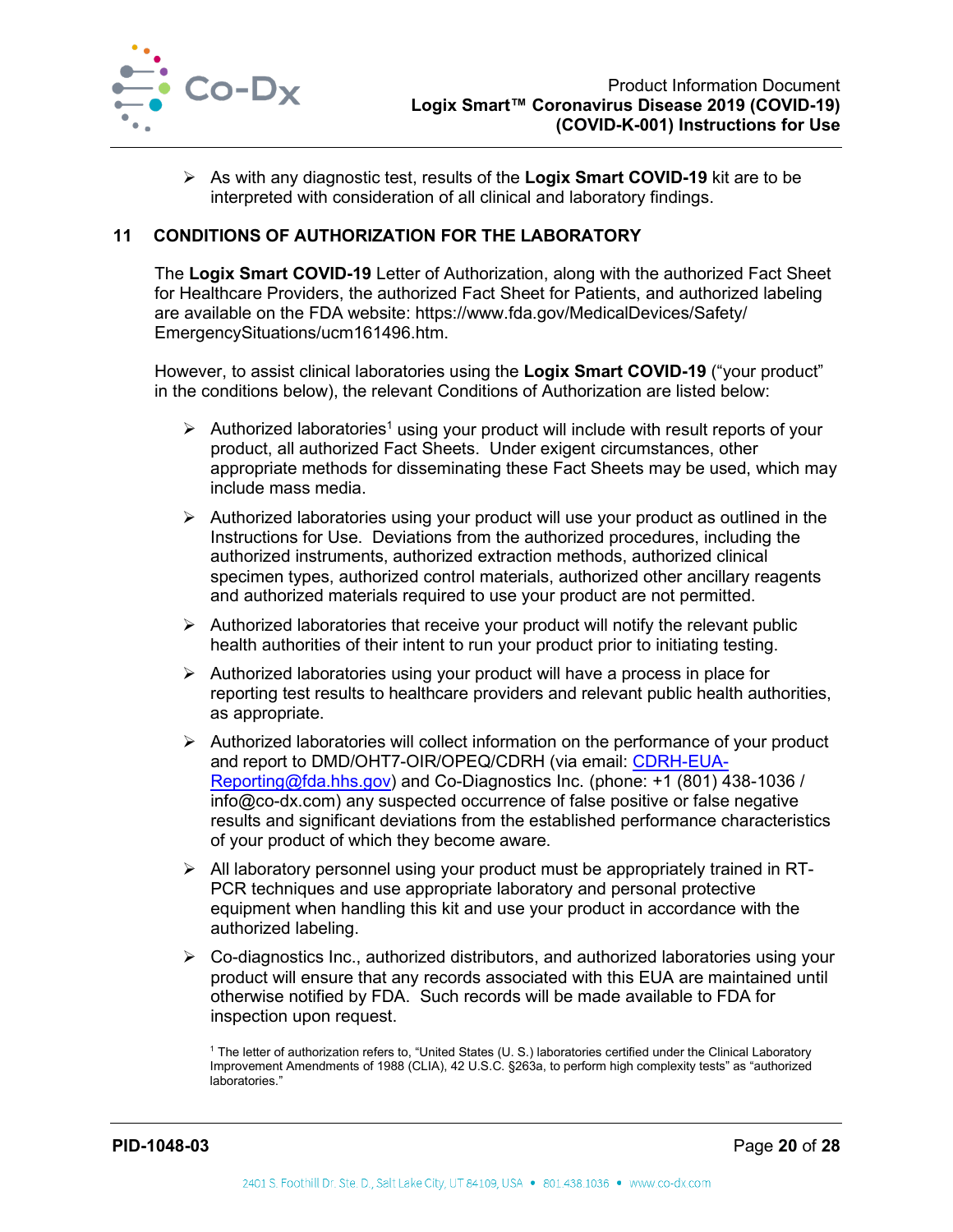- As with any diagnostic test, results of the **Logix Smart COVID-19** kit are to be interpreted with consideration of all clinical and laboratory findings.

## 11 CONDITIONS OF AUTHORIZATION FOR THE LABORATORY

The **Logix Smart COVID-19** Letter of Authorization, along with the authorized Fact Sheet for Healthcare Providers, the authorized Fact Sheet for Patients, and authorized labeling are available on the FDA website: https://www.fda.gov/MedicalDevices/Safety/EmergencySituations/ucm161496.htm.

However, to assist clinical laboratories using the **Logix Smart COVID-19** ("your product" in the conditions below), the relevant Conditions of Authorization are listed below:

- Authorized laboratories[1] using your product will include with result reports of your product, all authorized Fact Sheets. Under exigent circumstances, other appropriate methods for disseminating these Fact Sheets may be used, which may include mass media.
- Authorized laboratories using your product will use your product as outlined in the Instructions for Use. Deviations from the authorized procedures, including the authorized instruments, authorized extraction methods, authorized clinical specimen types, authorized control materials, authorized other ancillary reagents and authorized materials required to use your product are not permitted.
- Authorized laboratories that receive your product will notify the relevant public health authorities of their intent to run your product prior to initiating testing.
- Authorized laboratories using your product will have a process in place for reporting test results to healthcare providers and relevant public health authorities, as appropriate.
- Authorized laboratories will collect information on the performance of your product and report to DMD/OHT7-OIR/OPEQ/CDRH (via email: CDRH-EUA-Reporting@fda.hhs.gov) and Co-Diagnostics Inc. (phone: +1 (801) 438-1036 / info@co-dx.com) any suspected occurrence of false positive or false negative results and significant deviations from the established performance characteristics of your product of which they become aware.
- All laboratory personnel using your product must be appropriately trained in RT-PCR techniques and use appropriate laboratory and personal protective equipment when handling this kit and use your product in accordance with the authorized labeling.
- Co-diagnostics Inc., authorized distributors, and authorized laboratories using your product will ensure that any records associated with this EUA are maintained until otherwise notified by FDA. Such records will be made available to FDA for inspection upon request.

[1] The letter of authorization refers to, "United States (U. S.) laboratories certified under the Clinical Laboratory Improvement Amendments of 1988 (CLIA), 42 U.S.C. §263a, to perform high complexity tests" as "authorized laboratories."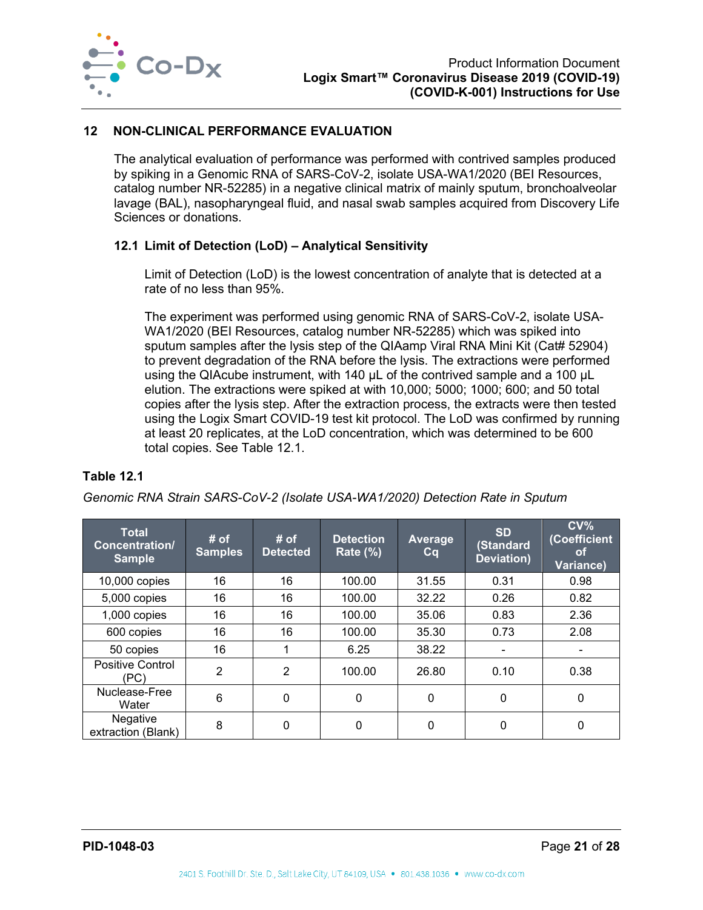## 12 NON-CLINICAL PERFORMANCE EVALUATION

The analytical evaluation of performance was performed with contrived samples produced by spiking in a Genomic RNA of SARS-CoV-2, isolate USA-WA1/2020 (BEI Resources, catalog number NR-52285) in a negative clinical matrix of mainly sputum, bronchoalveolar lavage (BAL), nasopharyngeal fluid, and nasal swab samples acquired from Discovery Life Sciences or donations.

### 12.1 Limit of Detection (LoD) – Analytical Sensitivity

Limit of Detection (LoD) is the lowest concentration of analyte that is detected at a rate of no less than 95%.

The experiment was performed using genomic RNA of SARS-CoV-2, isolate USA-WA1/2020 (BEI Resources, catalog number NR-52285) which was spiked into sputum samples after the lysis step of the QIAamp Viral RNA Mini Kit (Cat# 52904) to prevent degradation of the RNA before the lysis. The extractions were performed using the QIAcube instrument, with 140 µL of the contrived sample and a 100 µL elution. The extractions were spiked at with 10,000; 5000; 1000; 600; and 50 total copies after the lysis step. After the extraction process, the extracts were then tested using the Logix Smart COVID-19 test kit protocol. The LoD was confirmed by running at least 20 replicates, at the LoD concentration, which was determined to be 600 total copies. See Table 12.1.

**Table 12.1**

*Genomic RNA Strain SARS-CoV-2 (Isolate USA-WA1/2020) Detection Rate in Sputum*

| Total Concentration/ Sample | # of Samples | # of Detected | Detection Rate (%) | Average Cq | SD (Standard Deviation) | CV% (Coefficient of Variance) |
|---|---|---|---|---|---|---|
| 10,000 copies | 16 | 16 | 100.00 | 31.55 | 0.31 | 0.98 |
| 5,000 copies | 16 | 16 | 100.00 | 32.22 | 0.26 | 0.82 |
| 1,000 copies | 16 | 16 | 100.00 | 35.06 | 0.83 | 2.36 |
| 600 copies | 16 | 16 | 100.00 | 35.30 | 0.73 | 2.08 |
| 50 copies | 16 | 1 | 6.25 | 38.22 | - | - |
| Positive Control (PC) | 2 | 2 | 100.00 | 26.80 | 0.10 | 0.38 |
| Nuclease-Free Water | 6 | 0 | 0 | 0 | 0 | 0 |
| Negative extraction (Blank) | 8 | 0 | 0 | 0 | 0 | 0 |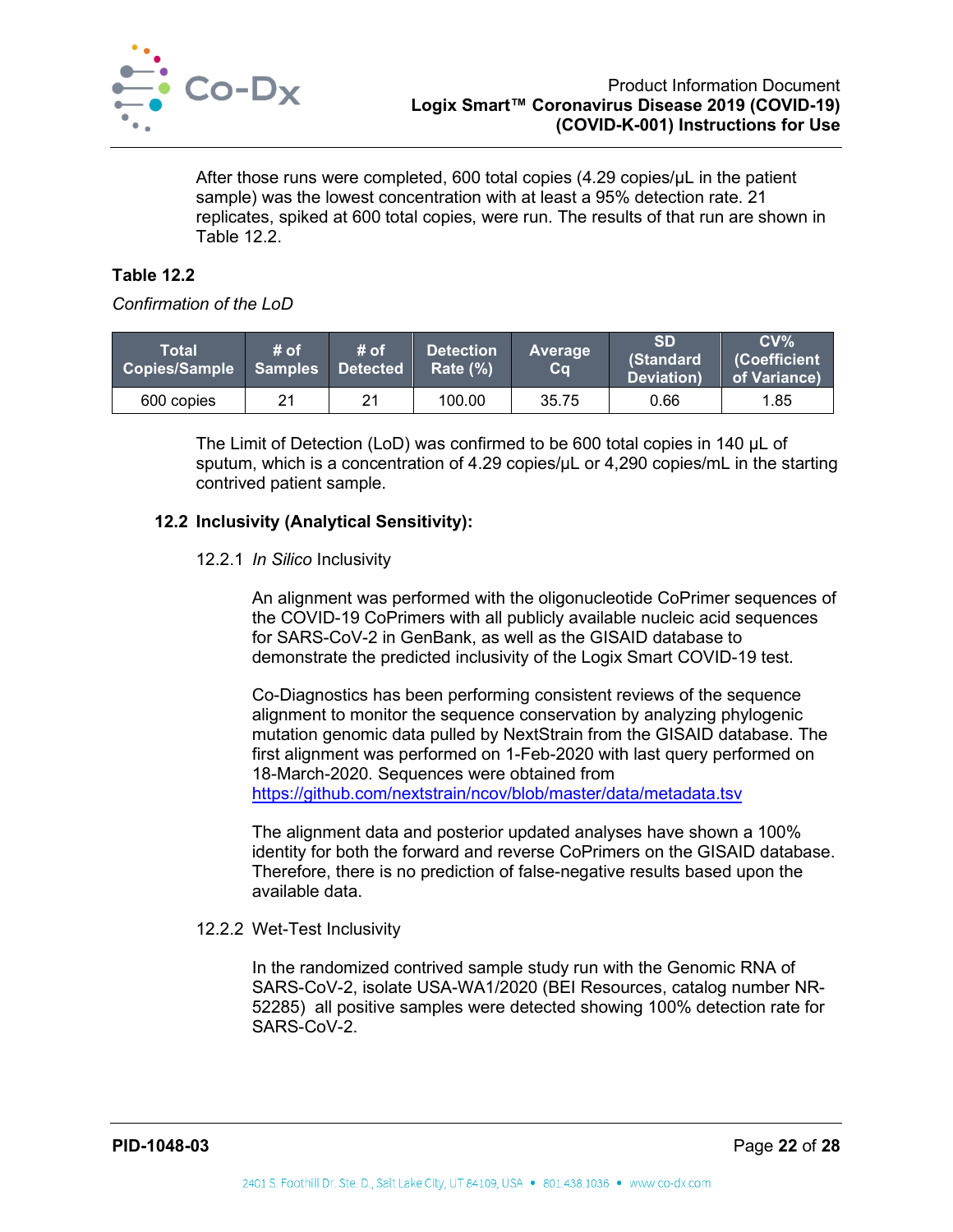After those runs were completed, 600 total copies (4.29 copies/µL in the patient sample) was the lowest concentration with at least a 95% detection rate. 21 replicates, spiked at 600 total copies, were run. The results of that run are shown in Table 12.2.

**Table 12.2**

*Confirmation of the LoD*

| Total Copies/Sample | # of Samples | # of Detected | Detection Rate (%) | Average Cq | SD (Standard Deviation) | CV% (Coefficient of Variance) |
|---|---|---|---|---|---|---|
| 600 copies | 21 | 21 | 100.00 | 35.75 | 0.66 | 1.85 |

The Limit of Detection (LoD) was confirmed to be 600 total copies in 140 µL of sputum, which is a concentration of 4.29 copies/µL or 4,290 copies/mL in the starting contrived patient sample.

## 12.2 Inclusivity (Analytical Sensitivity):

### 12.2.1 *In Silico* Inclusivity

An alignment was performed with the oligonucleotide CoPrimer sequences of the COVID-19 CoPrimers with all publicly available nucleic acid sequences for SARS-CoV-2 in GenBank, as well as the GISAID database to demonstrate the predicted inclusivity of the Logix Smart COVID-19 test.

Co-Diagnostics has been performing consistent reviews of the sequence alignment to monitor the sequence conservation by analyzing phylogenic mutation genomic data pulled by NextStrain from the GISAID database. The first alignment was performed on 1-Feb-2020 with last query performed on 18-March-2020. Sequences were obtained from https://github.com/nextstrain/ncov/blob/master/data/metadata.tsv

The alignment data and posterior updated analyses have shown a 100% identity for both the forward and reverse CoPrimers on the GISAID database. Therefore, there is no prediction of false-negative results based upon the available data.

### 12.2.2 Wet-Test Inclusivity

In the randomized contrived sample study run with the Genomic RNA of SARS-CoV-2, isolate USA-WA1/2020 (BEI Resources, catalog number NR-52285) all positive samples were detected showing 100% detection rate for SARS-CoV-2.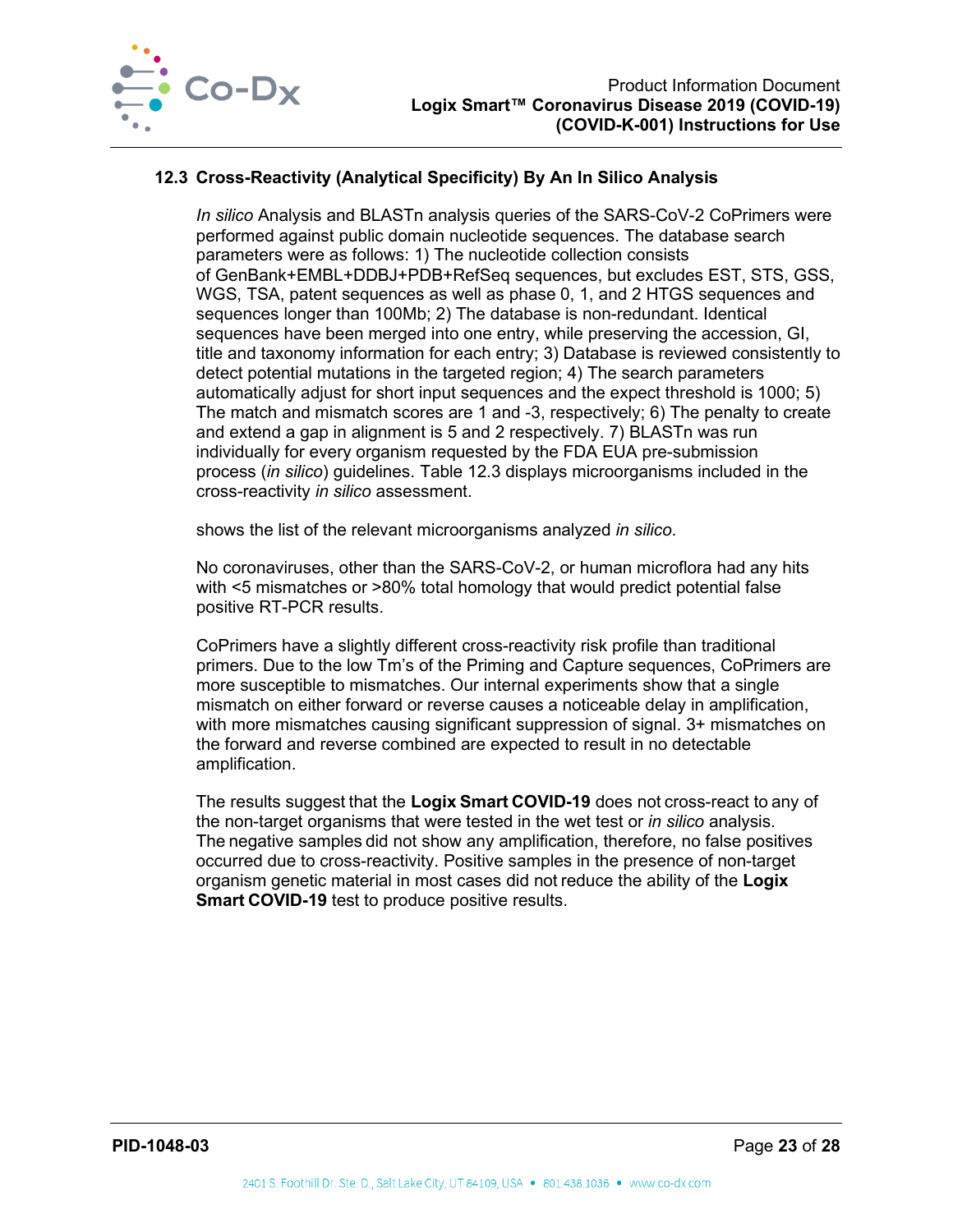### 12.3 Cross-Reactivity (Analytical Specificity) By An In Silico Analysis

*In silico* Analysis and BLASTn analysis queries of the SARS-CoV-2 CoPrimers were performed against public domain nucleotide sequences. The database search parameters were as follows: 1) The nucleotide collection consists of GenBank+EMBL+DDBJ+PDB+RefSeq sequences, but excludes EST, STS, GSS, WGS, TSA, patent sequences as well as phase 0, 1, and 2 HTGS sequences and sequences longer than 100Mb; 2) The database is non-redundant. Identical sequences have been merged into one entry, while preserving the accession, GI, title and taxonomy information for each entry; 3) Database is reviewed consistently to detect potential mutations in the targeted region; 4) The search parameters automatically adjust for short input sequences and the expect threshold is 1000; 5) The match and mismatch scores are 1 and -3, respectively; 6) The penalty to create and extend a gap in alignment is 5 and 2 respectively. 7) BLASTn was run individually for every organism requested by the FDA EUA pre-submission process (*in silico*) guidelines. Table 12.3 displays microorganisms included in the cross-reactivity *in silico* assessment.

shows the list of the relevant microorganisms analyzed *in silico*.

No coronaviruses, other than the SARS-CoV-2, or human microflora had any hits with <5 mismatches or >80% total homology that would predict potential false positive RT-PCR results.

CoPrimers have a slightly different cross-reactivity risk profile than traditional primers. Due to the low Tm's of the Priming and Capture sequences, CoPrimers are more susceptible to mismatches. Our internal experiments show that a single mismatch on either forward or reverse causes a noticeable delay in amplification, with more mismatches causing significant suppression of signal. 3+ mismatches on the forward and reverse combined are expected to result in no detectable amplification.

The results suggest that the **Logix Smart COVID-19** does not cross-react to any of the non-target organisms that were tested in the wet test or *in silico* analysis. The negative samples did not show any amplification, therefore, no false positives occurred due to cross-reactivity. Positive samples in the presence of non-target organism genetic material in most cases did not reduce the ability of the **Logix Smart COVID-19** test to produce positive results.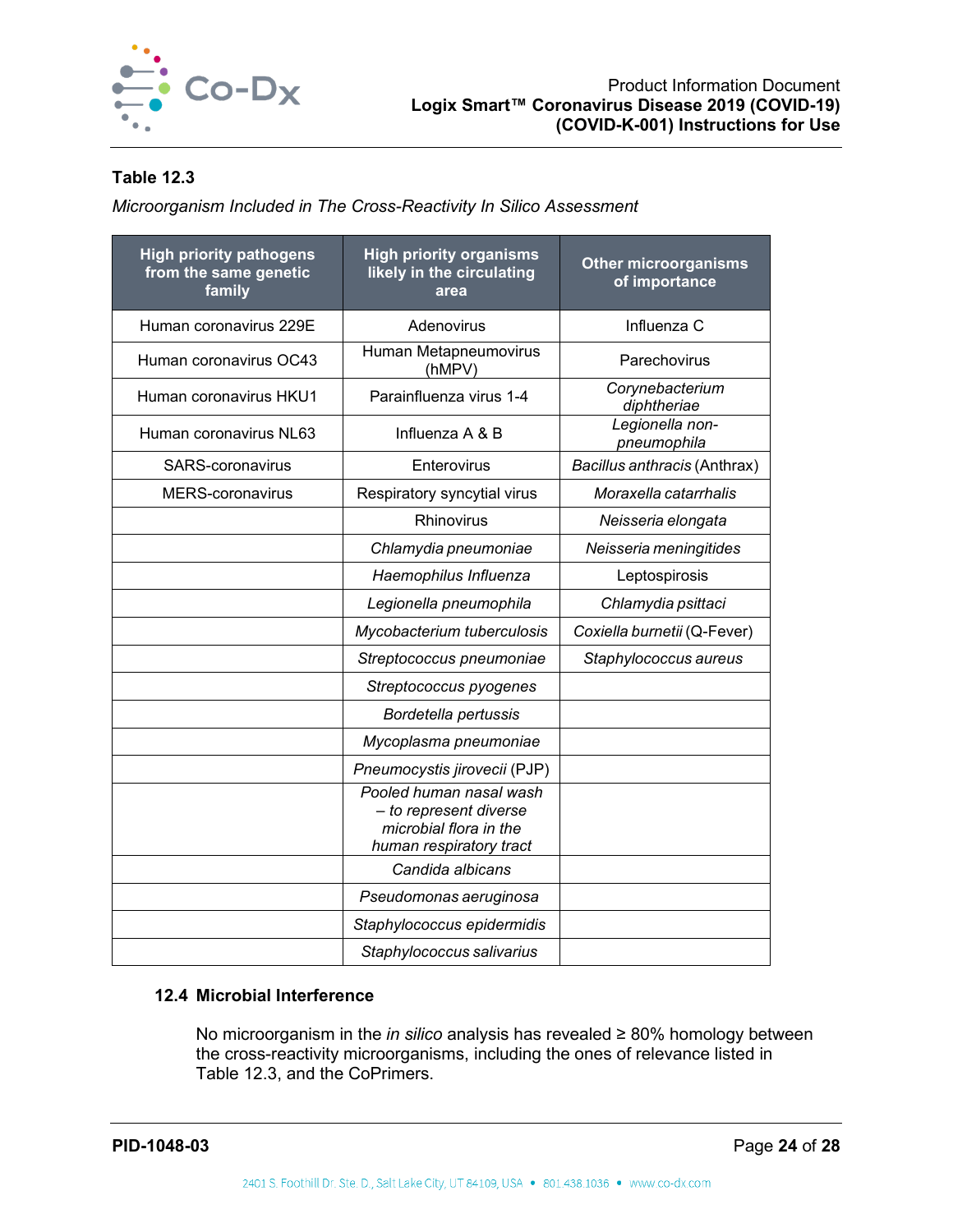**Table 12.3**

*Microorganism Included in The Cross-Reactivity In Silico Assessment*

| High priority pathogens from the same genetic family | High priority organisms likely in the circulating area | Other microorganisms of importance |
|---|---|---|
| Human coronavirus 229E | Adenovirus | Influenza C |
| Human coronavirus OC43 | Human Metapneumovirus (hMPV) | Parechovirus |
| Human coronavirus HKU1 | Parainfluenza virus 1-4 | *Corynebacterium diphtheriae* |
| Human coronavirus NL63 | Influenza A & B | *Legionella non-pneumophila* |
| SARS-coronavirus | Enterovirus | *Bacillus anthracis* (Anthrax) |
| MERS-coronavirus | Respiratory syncytial virus | *Moraxella catarrhalis* |
| | Rhinovirus | *Neisseria elongata* |
| | *Chlamydia pneumoniae* | *Neisseria meningitides* |
| | *Haemophilus Influenza* | Leptospirosis |
| | *Legionella pneumophila* | *Chlamydia psittaci* |
| | *Mycobacterium tuberculosis* | *Coxiella burnetii* (Q-Fever) |
| | *Streptococcus pneumoniae* | *Staphylococcus aureus* |
| | *Streptococcus pyogenes* | |
| | *Bordetella pertussis* | |
| | *Mycoplasma pneumoniae* | |
| | *Pneumocystis jirovecii* (PJP) | |
| | *Pooled human nasal wash – to represent diverse microbial flora in the human respiratory tract* | |
| | *Candida albicans* | |
| | *Pseudomonas aeruginosa* | |
| | *Staphylococcus epidermidis* | |
| | *Staphylococcus salivarius* | |

## 12.4 Microbial Interference

No microorganism in the *in silico* analysis has revealed ≥ 80% homology between the cross-reactivity microorganisms, including the ones of relevance listed in Table 12.3, and the CoPrimers.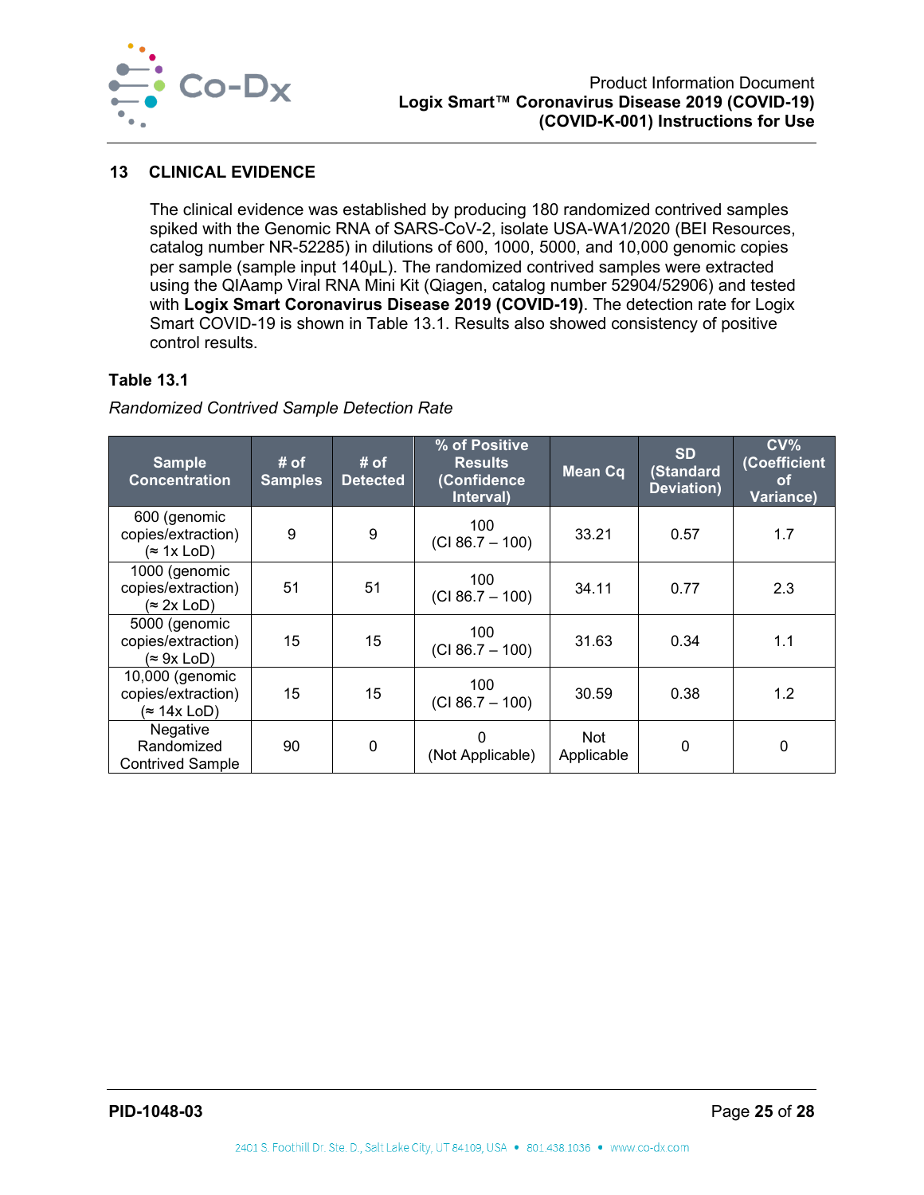## 13 CLINICAL EVIDENCE

The clinical evidence was established by producing 180 randomized contrived samples spiked with the Genomic RNA of SARS-CoV-2, isolate USA-WA1/2020 (BEI Resources, catalog number NR-52285) in dilutions of 600, 1000, 5000, and 10,000 genomic copies per sample (sample input 140µL). The randomized contrived samples were extracted using the QIAamp Viral RNA Mini Kit (Qiagen, catalog number 52904/52906) and tested with **Logix Smart Coronavirus Disease 2019 (COVID-19)**. The detection rate for Logix Smart COVID-19 is shown in Table 13.1. Results also showed consistency of positive control results.

**Table 13.1**

*Randomized Contrived Sample Detection Rate*

| Sample Concentration | # of Samples | # of Detected | % of Positive Results (Confidence Interval) | Mean Cq | SD (Standard Deviation) | CV% (Coefficient of Variance) |
|---|---|---|---|---|---|---|
| 600 (genomic copies/extraction) (≈ 1x LoD) | 9 | 9 | 100 (CI 86.7 – 100) | 33.21 | 0.57 | 1.7 |
| 1000 (genomic copies/extraction) (≈ 2x LoD) | 51 | 51 | 100 (CI 86.7 – 100) | 34.11 | 0.77 | 2.3 |
| 5000 (genomic copies/extraction) (≈ 9x LoD) | 15 | 15 | 100 (CI 86.7 – 100) | 31.63 | 0.34 | 1.1 |
| 10,000 (genomic copies/extraction) (≈ 14x LoD) | 15 | 15 | 100 (CI 86.7 – 100) | 30.59 | 0.38 | 1.2 |
| Negative Randomized Contrived Sample | 90 | 0 | 0 (Not Applicable) | Not Applicable | 0 | 0 |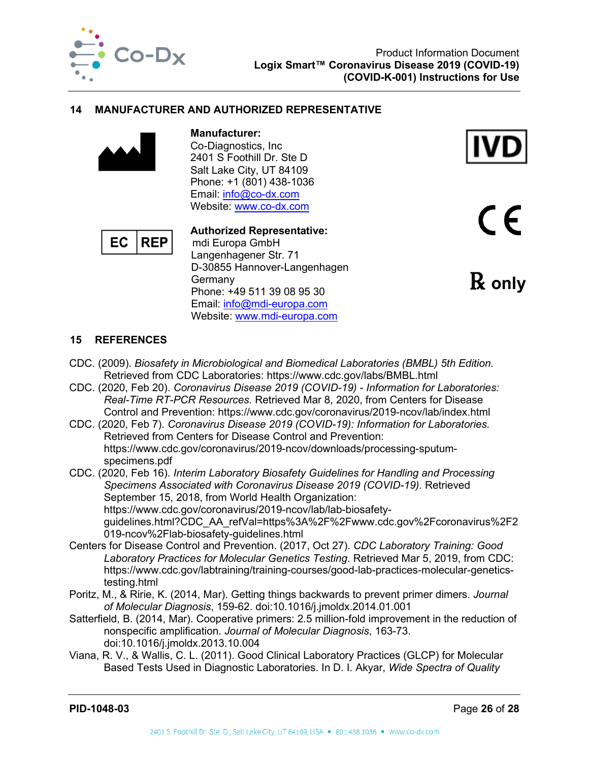## 14 MANUFACTURER AND AUTHORIZED REPRESENTATIVE

**Manufacturer:**
Co-Diagnostics, Inc
2401 S Foothill Dr. Ste D
Salt Lake City, UT 84109
Phone: +1 (801) 438-1036
Email: info@co-dx.com
Website: www.co-dx.com

IVD

CE

℞ only

EC REP

**Authorized Representative:**
mdi Europa GmbH
Langenhagener Str. 71
D-30855 Hannover-Langenhagen
Germany
Phone: +49 511 39 08 95 30
Email: info@mdi-europa.com
Website: www.mdi-europa.com

## 15 REFERENCES

CDC. (2009). *Biosafety in Microbiological and Biomedical Laboratories (BMBL) 5th Edition.* Retrieved from CDC Laboratories: https://www.cdc.gov/labs/BMBL.html

CDC. (2020, Feb 20). *Coronavirus Disease 2019 (COVID-19) - Information for Laboratories: Real-Time RT-PCR Resources.* Retrieved Mar 8, 2020, from Centers for Disease Control and Prevention: https://www.cdc.gov/coronavirus/2019-ncov/lab/index.html

CDC. (2020, Feb 7). *Coronavirus Disease 2019 (COVID-19): Information for Laboratories.* Retrieved from Centers for Disease Control and Prevention: https://www.cdc.gov/coronavirus/2019-ncov/downloads/processing-sputum-specimens.pdf

CDC. (2020, Feb 16). *Interim Laboratory Biosafety Guidelines for Handling and Processing Specimens Associated with Coronavirus Disease 2019 (COVID-19).* Retrieved September 15, 2018, from World Health Organization: https://www.cdc.gov/coronavirus/2019-ncov/lab/lab-biosafety-guidelines.html?CDC_AA_refVal=https%3A%2F%2Fwww.cdc.gov%2Fcoronavirus%2F2019-ncov%2Flab-biosafety-guidelines.html

Centers for Disease Control and Prevention. (2017, Oct 27). *CDC Laboratory Training: Good Laboratory Practices for Molecular Genetics Testing*. Retrieved Mar 5, 2019, from CDC: https://www.cdc.gov/labtraining/training-courses/good-lab-practices-molecular-genetics-testing.html

Poritz, M., & Ririe, K. (2014, Mar). Getting things backwards to prevent primer dimers. *Journal of Molecular Diagnosis*, 159-62. doi:10.1016/j.jmoldx.2014.01.001

Satterfield, B. (2014, Mar). Cooperative primers: 2.5 million-fold improvement in the reduction of nonspecific amplification. *Journal of Molecular Diagnosis*, 163-73. doi:10.1016/j.jmoldx.2013.10.004

Viana, R. V., & Wallis, C. L. (2011). Good Clinical Laboratory Practices (GLCP) for Molecular Based Tests Used in Diagnostic Laboratories. In D. I. Akyar, *Wide Spectra of Quality*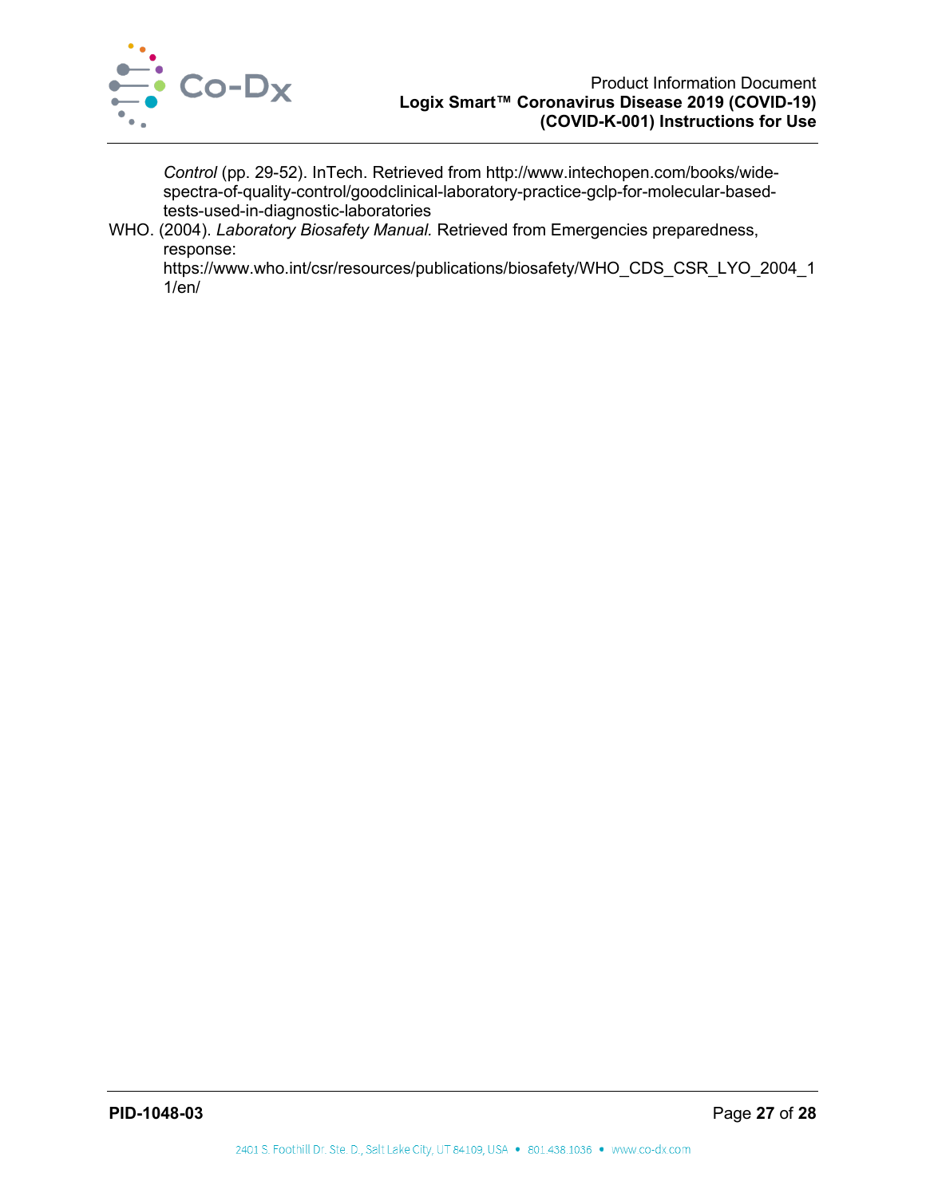*Control* (pp. 29-52). InTech. Retrieved from http://www.intechopen.com/books/wide-spectra-of-quality-control/goodclinical-laboratory-practice-gclp-for-molecular-based-tests-used-in-diagnostic-laboratories

WHO. (2004). *Laboratory Biosafety Manual.* Retrieved from Emergencies preparedness, response: https://www.who.int/csr/resources/publications/biosafety/WHO_CDS_CSR_LYO_2004_11/en/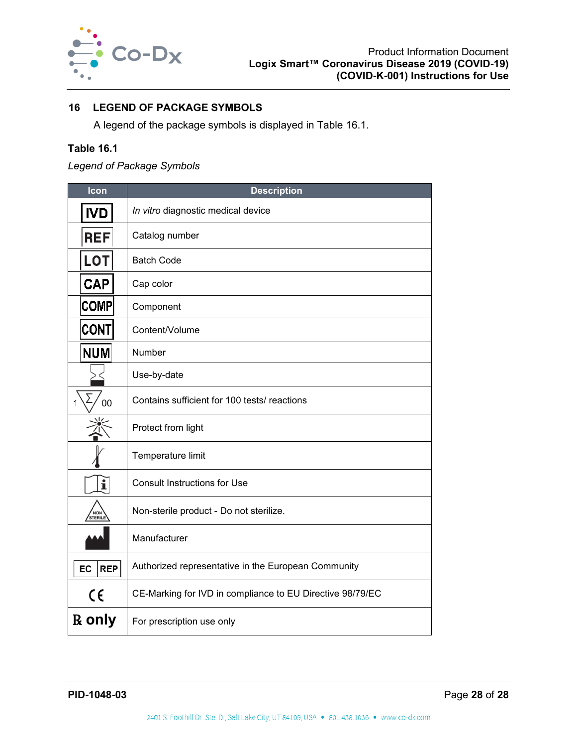## 16 LEGEND OF PACKAGE SYMBOLS

A legend of the package symbols is displayed in Table 16.1.

**Table 16.1**

*Legend of Package Symbols*

| Icon | Description |
|---|---|
| IVD | *In vitro* diagnostic medical device |
| REF | Catalog number |
| LOT | Batch Code |
| CAP | Cap color |
| COMP | Component |
| CONT | Content/Volume |
| NUM | Number |
| | Use-by-date |
| 1 Σ 00 | Contains sufficient for 100 tests/ reactions |
| | Protect from light |
| | Temperature limit |
| i | Consult Instructions for Use |
| NON STERILE | Non-sterile product - Do not sterilize. |
| | Manufacturer |
| EC REP | Authorized representative in the European Community |
| CE | CE-Marking for IVD in compliance to EU Directive 98/79/EC |
| ℞ only | For prescription use only |

PID-1048-03

2401 S. Foothill Dr. Ste. D., Salt Lake City, UT 84109, USA • 801.438.1036 • www.co-dx.com